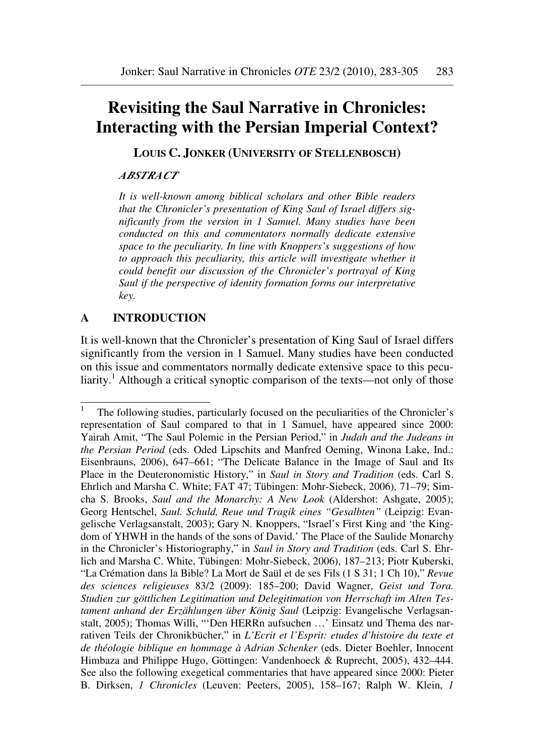# Revisiting the Saul Narrative in Chronicles: Interacting with the Persian Imperial Context?

**LOUIS C. JONKER (UNIVERSITY OF STELLENBOSCH)**

***ABSTRACT***

*It is well-known among biblical scholars and other Bible readers that the Chronicler's presentation of King Saul of Israel differs significantly from the version in 1 Samuel. Many studies have been conducted on this and commentators normally dedicate extensive space to the peculiarity. In line with Knoppers's suggestions of how to approach this peculiarity, this article will investigate whether it could benefit our discussion of the Chronicler's portrayal of King Saul if the perspective of identity formation forms our interpretative key.*

## A INTRODUCTION

It is well-known that the Chronicler's presentation of King Saul of Israel differs significantly from the version in 1 Samuel. Many studies have been conducted on this issue and commentators normally dedicate extensive space to this peculiarity.[1] Although a critical synoptic comparison of the texts—not only of those

---

[1] The following studies, particularly focused on the peculiarities of the Chronicler's representation of Saul compared to that in 1 Samuel, have appeared since 2000: Yairah Amit, "The Saul Polemic in the Persian Period," in *Judah and the Judeans in the Persian Period* (eds. Oded Lipschits and Manfred Oeming, Winona Lake, Ind.: Eisenbrauns, 2006), 647–661; "The Delicate Balance in the Image of Saul and Its Place in the Deuteronomistic History," in *Saul in Story and Tradition* (eds. Carl S. Ehrlich and Marsha C. White; FAT 47; Tübingen: Mohr-Siebeck, 2006), 71–79; Simcha S. Brooks, *Saul and the Monarchy: A New Look* (Aldershot: Ashgate, 2005); Georg Hentschel, *Saul. Schuld, Reue und Tragik eines "Gesalbten"* (Leipzig: Evangelische Verlagsanstalt, 2003); Gary N. Knoppers, "Israel's First King and 'the Kingdom of YHWH in the hands of the sons of David.' The Place of the Saulide Monarchy in the Chronicler's Historiography," in *Saul in Story and Tradition* (eds. Carl S. Ehrlich and Marsha C. White, Tübingen: Mohr-Siebeck, 2006), 187–213; Piotr Kuberski, "La Crémation dans la Bible? La Mort de Saül et de ses Fils (1 S 31; 1 Ch 10)," *Revue des sciences religieuses* 83/2 (2009): 185–200; David Wagner, *Geist und Tora. Studien zur göttlichen Legitimation und Delegitimation von Herrschaft im Alten Testament anhand der Erzählungen über König Saul* (Leipzig: Evangelische Verlagsanstalt, 2005); Thomas Willi, "'Den HERRn aufsuchen …' Einsatz und Thema des narrativen Teils der Chronikbücher," in *L'Ecrit et l'Esprit: etudes d'histoire du texte et de théologie biblique en hommage à Adrian Schenker* (eds. Dieter Boehler, Innocent Himbaza and Philippe Hugo, Göttingen: Vandenhoeck & Ruprecht, 2005), 432–444. See also the following exegetical commentaries that have appeared since 2000: Pieter B. Dirksen, *1 Chronicles* (Leuven: Peeters, 2005), 158–167; Ralph W. Klein, *1*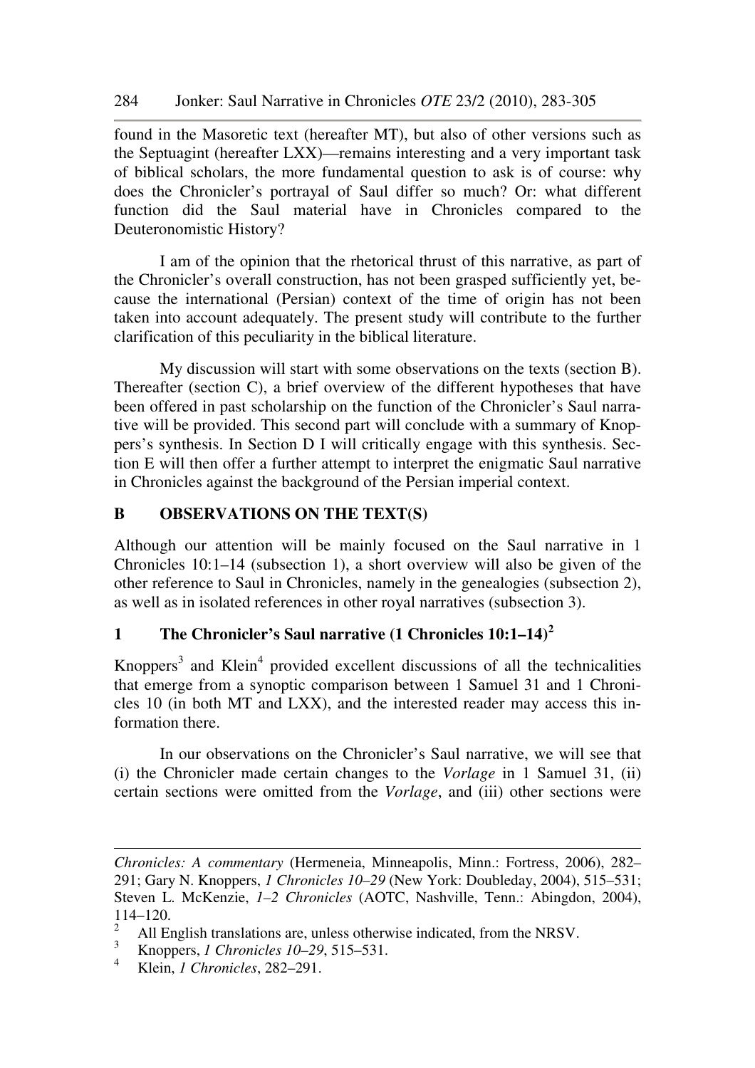found in the Masoretic text (hereafter MT), but also of other versions such as the Septuagint (hereafter LXX)—remains interesting and a very important task of biblical scholars, the more fundamental question to ask is of course: why does the Chronicler's portrayal of Saul differ so much? Or: what different function did the Saul material have in Chronicles compared to the Deuteronomistic History?

I am of the opinion that the rhetorical thrust of this narrative, as part of the Chronicler's overall construction, has not been grasped sufficiently yet, because the international (Persian) context of the time of origin has not been taken into account adequately. The present study will contribute to the further clarification of this peculiarity in the biblical literature.

My discussion will start with some observations on the texts (section B). Thereafter (section C), a brief overview of the different hypotheses that have been offered in past scholarship on the function of the Chronicler's Saul narrative will be provided. This second part will conclude with a summary of Knoppers's synthesis. In Section D I will critically engage with this synthesis. Section E will then offer a further attempt to interpret the enigmatic Saul narrative in Chronicles against the background of the Persian imperial context.

## B OBSERVATIONS ON THE TEXT(S)

Although our attention will be mainly focused on the Saul narrative in 1 Chronicles 10:1–14 (subsection 1), a short overview will also be given of the other reference to Saul in Chronicles, namely in the genealogies (subsection 2), as well as in isolated references in other royal narratives (subsection 3).

### 1 The Chronicler's Saul narrative (1 Chronicles 10:1–14)[2]

Knoppers[3] and Klein[4] provided excellent discussions of all the technicalities that emerge from a synoptic comparison between 1 Samuel 31 and 1 Chronicles 10 (in both MT and LXX), and the interested reader may access this information there.

In our observations on the Chronicler's Saul narrative, we will see that (i) the Chronicler made certain changes to the *Vorlage* in 1 Samuel 31, (ii) certain sections were omitted from the *Vorlage*, and (iii) other sections were

---

*Chronicles: A commentary* (Hermeneia, Minneapolis, Minn.: Fortress, 2006), 282–291; Gary N. Knoppers, *1 Chronicles 10–29* (New York: Doubleday, 2004), 515–531; Steven L. McKenzie, *1–2 Chronicles* (AOTC, Nashville, Tenn.: Abingdon, 2004), 114–120.

[2] All English translations are, unless otherwise indicated, from the NRSV.

[3] Knoppers, *1 Chronicles 10–29*, 515–531.

[4] Klein, *1 Chronicles*, 282–291.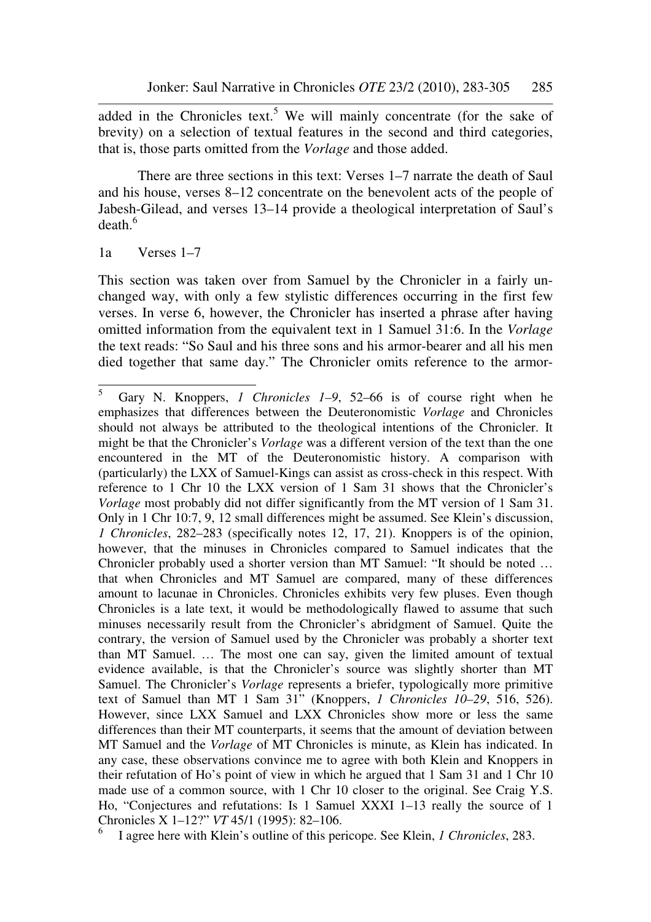added in the Chronicles text.[5] We will mainly concentrate (for the sake of brevity) on a selection of textual features in the second and third categories, that is, those parts omitted from the *Vorlage* and those added.

There are three sections in this text: Verses 1–7 narrate the death of Saul and his house, verses 8–12 concentrate on the benevolent acts of the people of Jabesh-Gilead, and verses 13–14 provide a theological interpretation of Saul's death.[6]

### 1a Verses 1–7

This section was taken over from Samuel by the Chronicler in a fairly unchanged way, with only a few stylistic differences occurring in the first few verses. In verse 6, however, the Chronicler has inserted a phrase after having omitted information from the equivalent text in 1 Samuel 31:6. In the *Vorlage* the text reads: "So Saul and his three sons and his armor-bearer and all his men died together that same day." The Chronicler omits reference to the armor-

---

[5] Gary N. Knoppers, *1 Chronicles 1–9*, 52–66 is of course right when he emphasizes that differences between the Deuteronomistic *Vorlage* and Chronicles should not always be attributed to the theological intentions of the Chronicler. It might be that the Chronicler's *Vorlage* was a different version of the text than the one encountered in the MT of the Deuteronomistic history. A comparison with (particularly) the LXX of Samuel-Kings can assist as cross-check in this respect. With reference to 1 Chr 10 the LXX version of 1 Sam 31 shows that the Chronicler's *Vorlage* most probably did not differ significantly from the MT version of 1 Sam 31. Only in 1 Chr 10:7, 9, 12 small differences might be assumed. See Klein's discussion, *1 Chronicles*, 282–283 (specifically notes 12, 17, 21). Knoppers is of the opinion, however, that the minuses in Chronicles compared to Samuel indicates that the Chronicler probably used a shorter version than MT Samuel: "It should be noted … that when Chronicles and MT Samuel are compared, many of these differences amount to lacunae in Chronicles. Chronicles exhibits very few pluses. Even though Chronicles is a late text, it would be methodologically flawed to assume that such minuses necessarily result from the Chronicler's abridgment of Samuel. Quite the contrary, the version of Samuel used by the Chronicler was probably a shorter text than MT Samuel. … The most one can say, given the limited amount of textual evidence available, is that the Chronicler's source was slightly shorter than MT Samuel. The Chronicler's *Vorlage* represents a briefer, typologically more primitive text of Samuel than MT 1 Sam 31" (Knoppers, *1 Chronicles 10–29*, 516, 526). However, since LXX Samuel and LXX Chronicles show more or less the same differences than their MT counterparts, it seems that the amount of deviation between MT Samuel and the *Vorlage* of MT Chronicles is minute, as Klein has indicated. In any case, these observations convince me to agree with both Klein and Knoppers in their refutation of Ho's point of view in which he argued that 1 Sam 31 and 1 Chr 10 made use of a common source, with 1 Chr 10 closer to the original. See Craig Y.S. Ho, "Conjectures and refutations: Is 1 Samuel XXXI 1–13 really the source of 1 Chronicles X 1–12?" *VT* 45/1 (1995): 82–106.

[6] I agree here with Klein's outline of this pericope. See Klein, *1 Chronicles*, 283.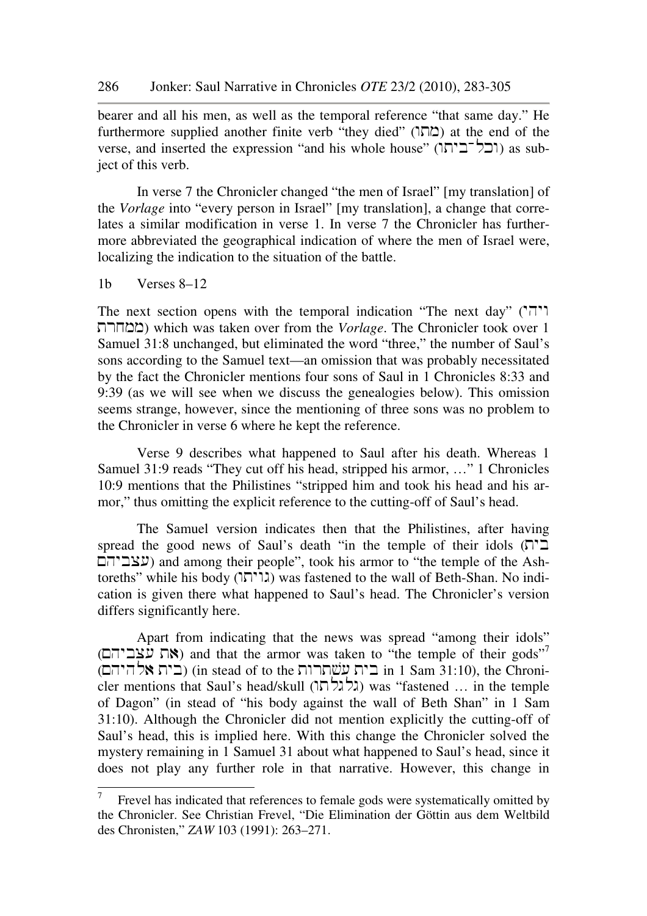bearer and all his men, as well as the temporal reference "that same day." He furthermore supplied another finite verb "they died" (מתו) at the end of the verse, and inserted the expression "and his whole house" (וכל־ביתו) as subject of this verb.

In verse 7 the Chronicler changed "the men of Israel" [my translation] of the *Vorlage* into "every person in Israel" [my translation], a change that correlates a similar modification in verse 1. In verse 7 the Chronicler has furthermore abbreviated the geographical indication of where the men of Israel were, localizing the indication to the situation of the battle.

### 1b Verses 8–12

The next section opens with the temporal indication "The next day" (ויהי ממחרת) which was taken over from the *Vorlage*. The Chronicler took over 1 Samuel 31:8 unchanged, but eliminated the word "three," the number of Saul's sons according to the Samuel text—an omission that was probably necessitated by the fact the Chronicler mentions four sons of Saul in 1 Chronicles 8:33 and 9:39 (as we will see when we discuss the genealogies below). This omission seems strange, however, since the mentioning of three sons was no problem to the Chronicler in verse 6 where he kept the reference.

Verse 9 describes what happened to Saul after his death. Whereas 1 Samuel 31:9 reads "They cut off his head, stripped his armor, …" 1 Chronicles 10:9 mentions that the Philistines "stripped him and took his head and his armor," thus omitting the explicit reference to the cutting-off of Saul's head.

The Samuel version indicates then that the Philistines, after having spread the good news of Saul's death "in the temple of their idols (בית עצביהם) and among their people", took his armor to "the temple of the Ashtoreths" while his body (גויתו) was fastened to the wall of Beth-Shan. No indication is given there what happened to Saul's head. The Chronicler's version differs significantly here.

Apart from indicating that the news was spread "among their idols" (את עצביהם) and that the armor was taken to "the temple of their gods"[7] (בית אלהיהם) (in stead of to the בית עשתרות in 1 Sam 31:10), the Chronicler mentions that Saul's head/skull (גלגלתו) was "fastened … in the temple of Dagon" (in stead of "his body against the wall of Beth Shan" in 1 Sam 31:10). Although the Chronicler did not mention explicitly the cutting-off of Saul's head, this is implied here. With this change the Chronicler solved the mystery remaining in 1 Samuel 31 about what happened to Saul's head, since it does not play any further role in that narrative. However, this change in

---

[7] Frevel has indicated that references to female gods were systematically omitted by the Chronicler. See Christian Frevel, "Die Elimination der Göttin aus dem Weltbild des Chronisten," *ZAW* 103 (1991): 263–271.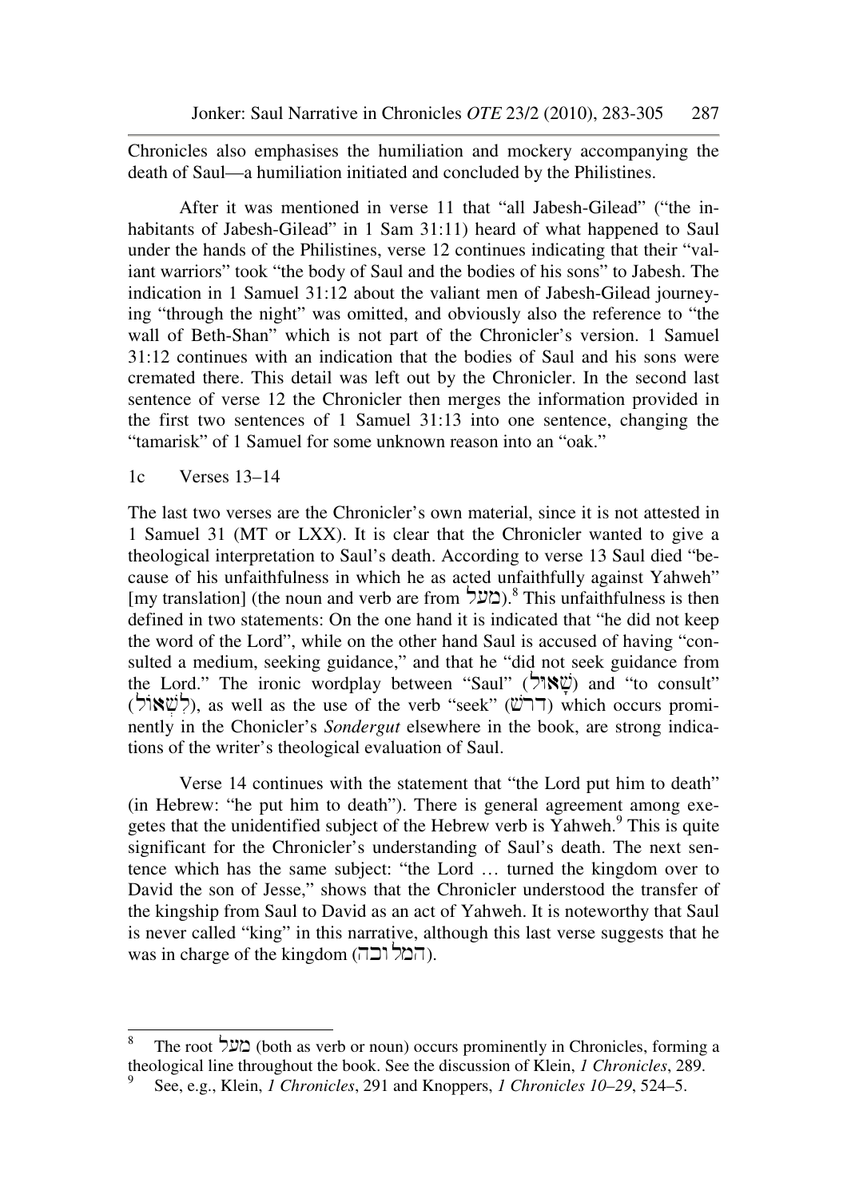Chronicles also emphasises the humiliation and mockery accompanying the death of Saul—a humiliation initiated and concluded by the Philistines.

After it was mentioned in verse 11 that "all Jabesh-Gilead" ("the inhabitants of Jabesh-Gilead" in 1 Sam 31:11) heard of what happened to Saul under the hands of the Philistines, verse 12 continues indicating that their "valiant warriors" took "the body of Saul and the bodies of his sons" to Jabesh. The indication in 1 Samuel 31:12 about the valiant men of Jabesh-Gilead journeying "through the night" was omitted, and obviously also the reference to "the wall of Beth-Shan" which is not part of the Chronicler's version. 1 Samuel 31:12 continues with an indication that the bodies of Saul and his sons were cremated there. This detail was left out by the Chronicler. In the second last sentence of verse 12 the Chronicler then merges the information provided in the first two sentences of 1 Samuel 31:13 into one sentence, changing the "tamarisk" of 1 Samuel for some unknown reason into an "oak."

1c Verses 13–14

The last two verses are the Chronicler's own material, since it is not attested in 1 Samuel 31 (MT or LXX). It is clear that the Chronicler wanted to give a theological interpretation to Saul's death. According to verse 13 Saul died "because of his unfaithfulness in which he as acted unfaithfully against Yahweh" [my translation] (the noun and verb are from מעל).[8] This unfaithfulness is then defined in two statements: On the one hand it is indicated that "he did not keep the word of the Lord", while on the other hand Saul is accused of having "consulted a medium, seeking guidance," and that he "did not seek guidance from the Lord." The ironic wordplay between "Saul" (שָׁאוּל) and "to consult" (לִשְׁאוֹל), as well as the use of the verb "seek" (דרשׁ) which occurs prominently in the Chonicler's *Sondergut* elsewhere in the book, are strong indications of the writer's theological evaluation of Saul.

Verse 14 continues with the statement that "the Lord put him to death" (in Hebrew: "he put him to death"). There is general agreement among exegetes that the unidentified subject of the Hebrew verb is Yahweh.[9] This is quite significant for the Chronicler's understanding of Saul's death. The next sentence which has the same subject: "the Lord … turned the kingdom over to David the son of Jesse," shows that the Chronicler understood the transfer of the kingship from Saul to David as an act of Yahweh. It is noteworthy that Saul is never called "king" in this narrative, although this last verse suggests that he was in charge of the kingdom (המלוכה).

---

[8] The root מעל (both as verb or noun) occurs prominently in Chronicles, forming a theological line throughout the book. See the discussion of Klein, *1 Chronicles*, 289.

[9] See, e.g., Klein, *1 Chronicles*, 291 and Knoppers, *1 Chronicles 10–29*, 524–5.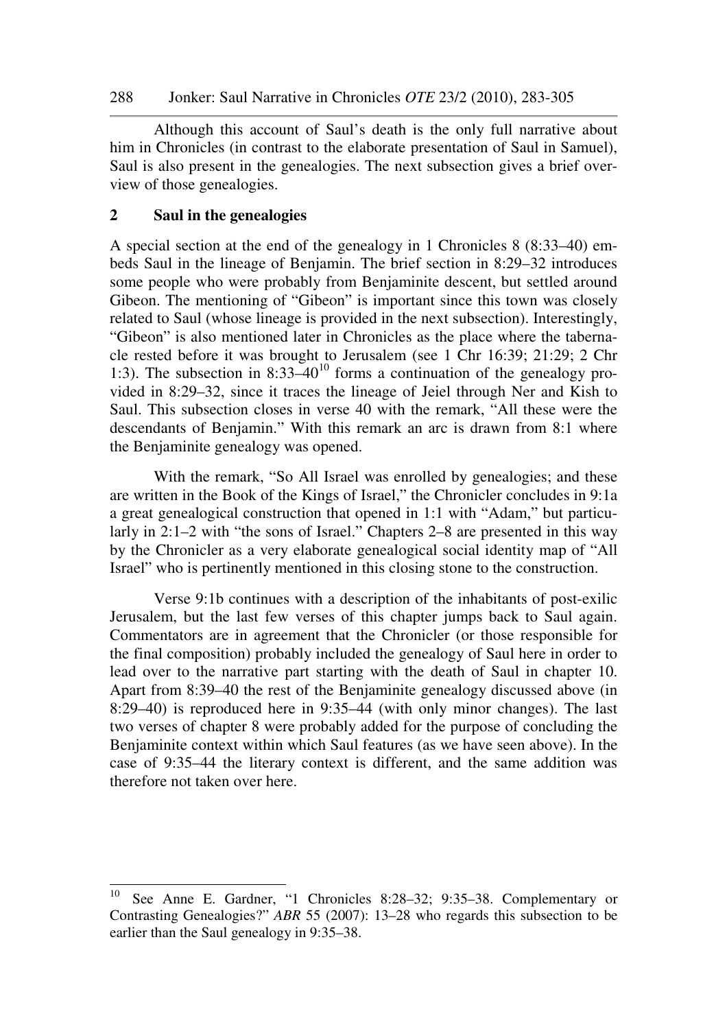Although this account of Saul's death is the only full narrative about him in Chronicles (in contrast to the elaborate presentation of Saul in Samuel), Saul is also present in the genealogies. The next subsection gives a brief overview of those genealogies.

## 2 Saul in the genealogies

A special section at the end of the genealogy in 1 Chronicles 8 (8:33–40) embeds Saul in the lineage of Benjamin. The brief section in 8:29–32 introduces some people who were probably from Benjaminite descent, but settled around Gibeon. The mentioning of "Gibeon" is important since this town was closely related to Saul (whose lineage is provided in the next subsection). Interestingly, "Gibeon" is also mentioned later in Chronicles as the place where the tabernacle rested before it was brought to Jerusalem (see 1 Chr 16:39; 21:29; 2 Chr 1:3). The subsection in 8:33–40[10] forms a continuation of the genealogy provided in 8:29–32, since it traces the lineage of Jeiel through Ner and Kish to Saul. This subsection closes in verse 40 with the remark, "All these were the descendants of Benjamin." With this remark an arc is drawn from 8:1 where the Benjaminite genealogy was opened.

With the remark, "So All Israel was enrolled by genealogies; and these are written in the Book of the Kings of Israel," the Chronicler concludes in 9:1a a great genealogical construction that opened in 1:1 with "Adam," but particularly in 2:1–2 with "the sons of Israel." Chapters 2–8 are presented in this way by the Chronicler as a very elaborate genealogical social identity map of "All Israel" who is pertinently mentioned in this closing stone to the construction.

Verse 9:1b continues with a description of the inhabitants of post-exilic Jerusalem, but the last few verses of this chapter jumps back to Saul again. Commentators are in agreement that the Chronicler (or those responsible for the final composition) probably included the genealogy of Saul here in order to lead over to the narrative part starting with the death of Saul in chapter 10. Apart from 8:39–40 the rest of the Benjaminite genealogy discussed above (in 8:29–40) is reproduced here in 9:35–44 (with only minor changes). The last two verses of chapter 8 were probably added for the purpose of concluding the Benjaminite context within which Saul features (as we have seen above). In the case of 9:35–44 the literary context is different, and the same addition was therefore not taken over here.

---

[10] See Anne E. Gardner, "1 Chronicles 8:28–32; 9:35–38. Complementary or Contrasting Genealogies?" *ABR* 55 (2007): 13–28 who regards this subsection to be earlier than the Saul genealogy in 9:35–38.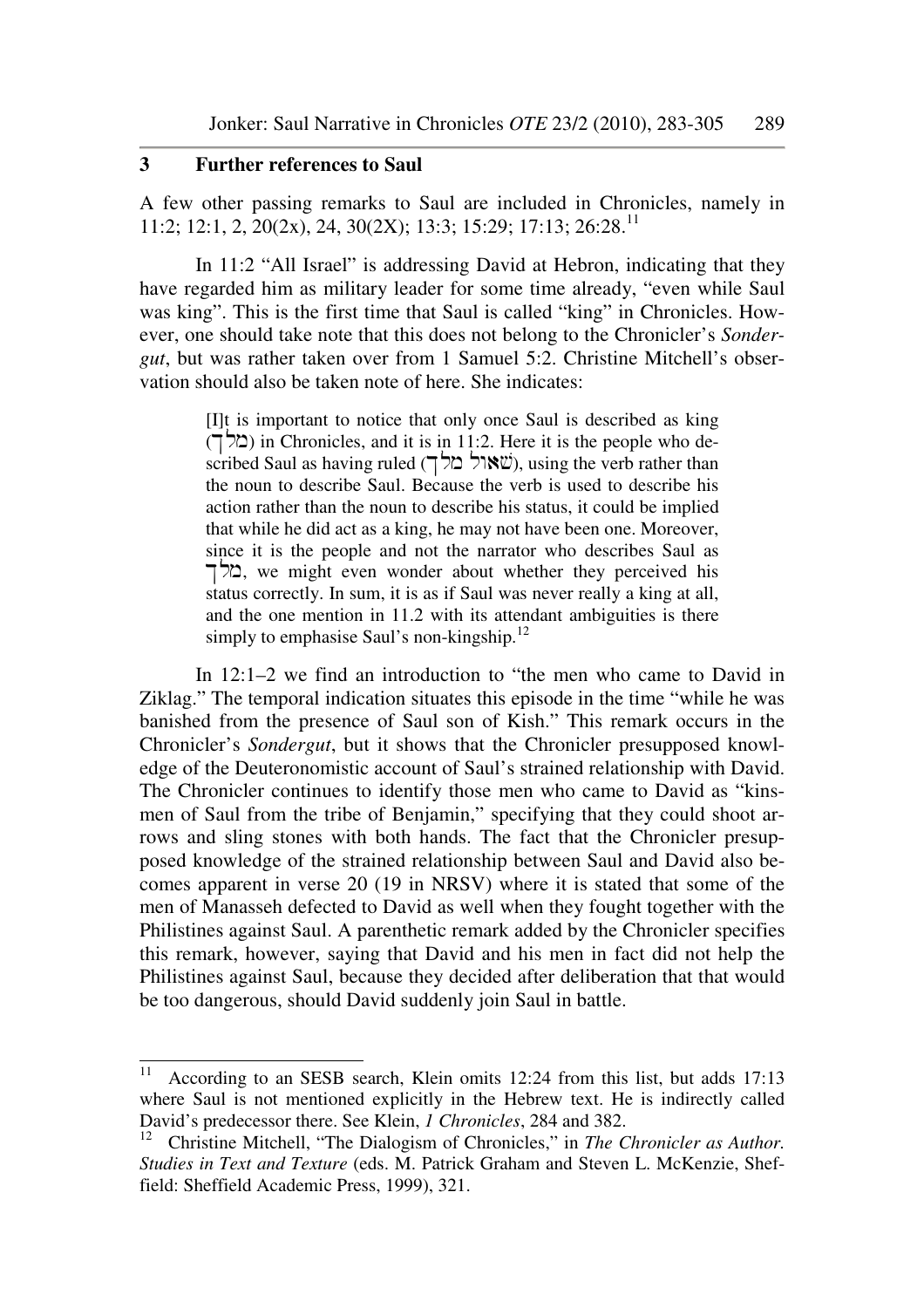## 3 Further references to Saul

A few other passing remarks to Saul are included in Chronicles, namely in 11:2; 12:1, 2, 20(2x), 24, 30(2X); 13:3; 15:29; 17:13; 26:28.[11]

In 11:2 "All Israel" is addressing David at Hebron, indicating that they have regarded him as military leader for some time already, "even while Saul was king". This is the first time that Saul is called "king" in Chronicles. However, one should take note that this does not belong to the Chronicler's *Sondergut*, but was rather taken over from 1 Samuel 5:2. Christine Mitchell's observation should also be taken note of here. She indicates:

> [I]t is important to notice that only once Saul is described as king (מלך) in Chronicles, and it is in 11:2. Here it is the people who described Saul as having ruled (שאול מלך), using the verb rather than the noun to describe Saul. Because the verb is used to describe his action rather than the noun to describe his status, it could be implied that while he did act as a king, he may not have been one. Moreover, since it is the people and not the narrator who describes Saul as מלך, we might even wonder about whether they perceived his status correctly. In sum, it is as if Saul was never really a king at all, and the one mention in 11.2 with its attendant ambiguities is there simply to emphasise Saul's non-kingship.[12]

In 12:1–2 we find an introduction to "the men who came to David in Ziklag." The temporal indication situates this episode in the time "while he was banished from the presence of Saul son of Kish." This remark occurs in the Chronicler's *Sondergut*, but it shows that the Chronicler presupposed knowledge of the Deuteronomistic account of Saul's strained relationship with David. The Chronicler continues to identify those men who came to David as "kinsmen of Saul from the tribe of Benjamin," specifying that they could shoot arrows and sling stones with both hands. The fact that the Chronicler presupposed knowledge of the strained relationship between Saul and David also becomes apparent in verse 20 (19 in NRSV) where it is stated that some of the men of Manasseh defected to David as well when they fought together with the Philistines against Saul. A parenthetic remark added by the Chronicler specifies this remark, however, saying that David and his men in fact did not help the Philistines against Saul, because they decided after deliberation that that would be too dangerous, should David suddenly join Saul in battle.

---

[11] According to an SESB search, Klein omits 12:24 from this list, but adds 17:13 where Saul is not mentioned explicitly in the Hebrew text. He is indirectly called David's predecessor there. See Klein, *1 Chronicles*, 284 and 382.

[12] Christine Mitchell, "The Dialogism of Chronicles," in *The Chronicler as Author. Studies in Text and Texture* (eds. M. Patrick Graham and Steven L. McKenzie, Sheffield: Sheffield Academic Press, 1999), 321.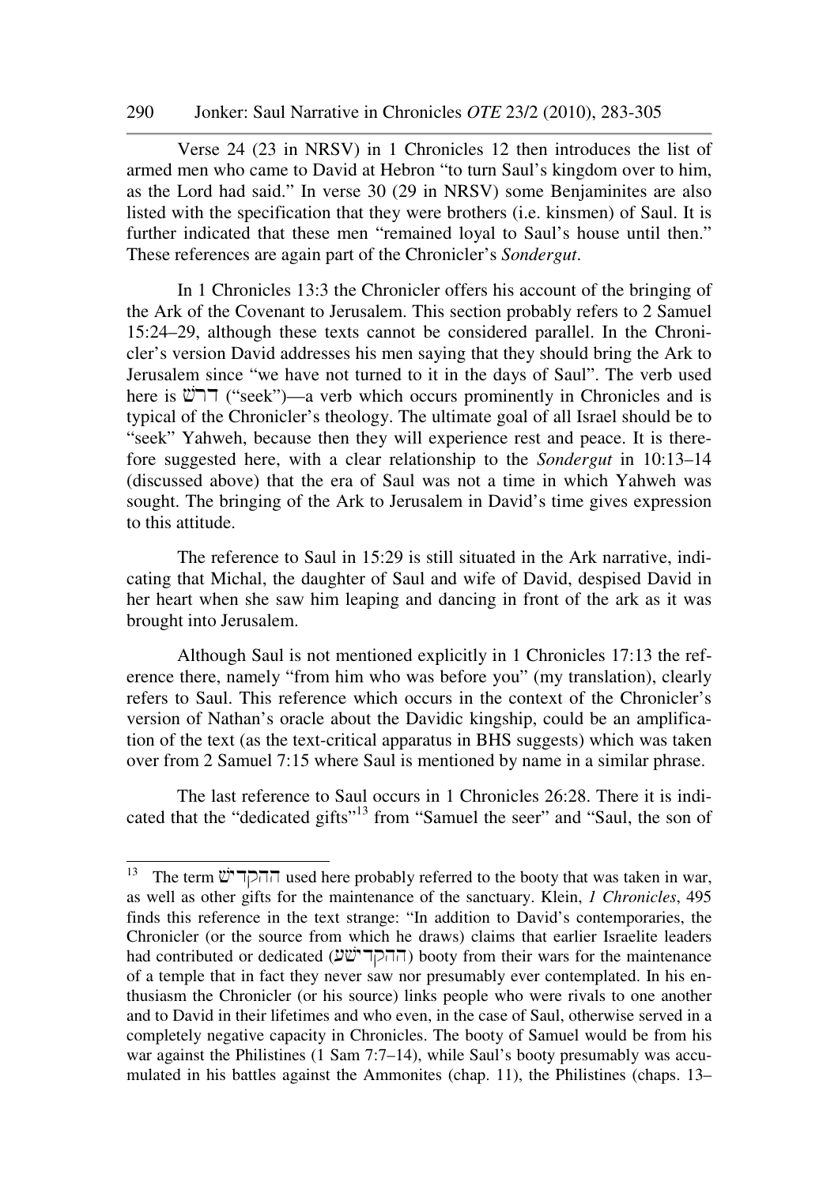Verse 24 (23 in NRSV) in 1 Chronicles 12 then introduces the list of armed men who came to David at Hebron "to turn Saul's kingdom over to him, as the Lord had said." In verse 30 (29 in NRSV) some Benjaminites are also listed with the specification that they were brothers (i.e. kinsmen) of Saul. It is further indicated that these men "remained loyal to Saul's house until then." These references are again part of the Chronicler's *Sondergut*.

In 1 Chronicles 13:3 the Chronicler offers his account of the bringing of the Ark of the Covenant to Jerusalem. This section probably refers to 2 Samuel 15:24–29, although these texts cannot be considered parallel. In the Chronicler's version David addresses his men saying that they should bring the Ark to Jerusalem since "we have not turned to it in the days of Saul". The verb used here is דרשׁ ("seek")—a verb which occurs prominently in Chronicles and is typical of the Chronicler's theology. The ultimate goal of all Israel should be to "seek" Yahweh, because then they will experience rest and peace. It is therefore suggested here, with a clear relationship to the *Sondergut* in 10:13–14 (discussed above) that the era of Saul was not a time in which Yahweh was sought. The bringing of the Ark to Jerusalem in David's time gives expression to this attitude.

The reference to Saul in 15:29 is still situated in the Ark narrative, indicating that Michal, the daughter of Saul and wife of David, despised David in her heart when she saw him leaping and dancing in front of the ark as it was brought into Jerusalem.

Although Saul is not mentioned explicitly in 1 Chronicles 17:13 the reference there, namely "from him who was before you" (my translation), clearly refers to Saul. This reference which occurs in the context of the Chronicler's version of Nathan's oracle about the Davidic kingship, could be an amplification of the text (as the text-critical apparatus in BHS suggests) which was taken over from 2 Samuel 7:15 where Saul is mentioned by name in a similar phrase.

The last reference to Saul occurs in 1 Chronicles 26:28. There it is indicated that the "dedicated gifts"[13] from "Samuel the seer" and "Saul, the son of

---

[13] The term הקדישׁ used here probably referred to the booty that was taken in war, as well as other gifts for the maintenance of the sanctuary. Klein, *1 Chronicles*, 495 finds this reference in the text strange: "In addition to David's contemporaries, the Chronicler (or the source from which he draws) claims that earlier Israelite leaders had contributed or dedicated (הקדישׁע) booty from their wars for the maintenance of a temple that in fact they never saw nor presumably ever contemplated. In his enthusiasm the Chronicler (or his source) links people who were rivals to one another and to David in their lifetimes and who even, in the case of Saul, otherwise served in a completely negative capacity in Chronicles. The booty of Samuel would be from his war against the Philistines (1 Sam 7:7–14), while Saul's booty presumably was accumulated in his battles against the Ammonites (chap. 11), the Philistines (chaps. 13–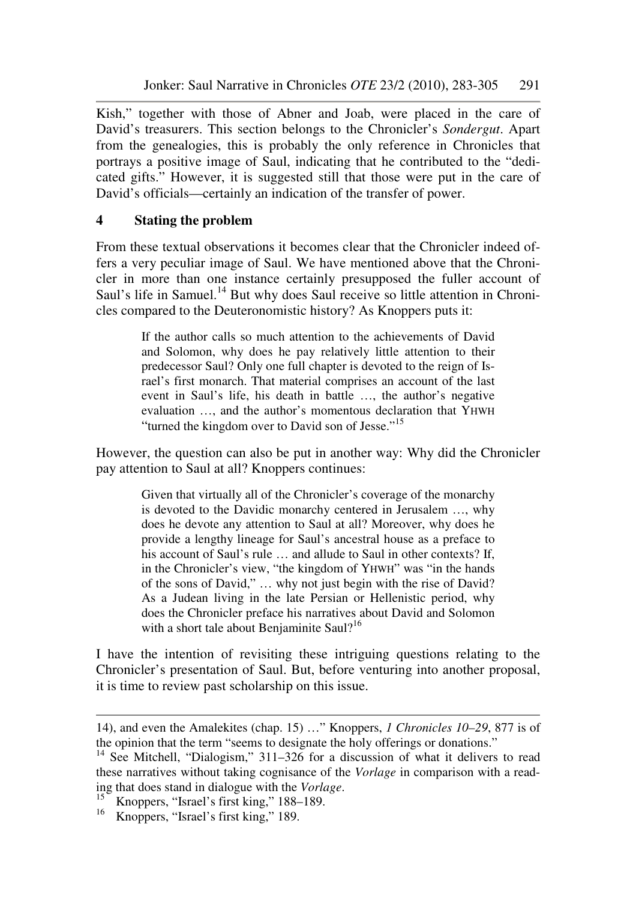Kish," together with those of Abner and Joab, were placed in the care of David's treasurers. This section belongs to the Chronicler's *Sondergut*. Apart from the genealogies, this is probably the only reference in Chronicles that portrays a positive image of Saul, indicating that he contributed to the "dedicated gifts." However, it is suggested still that those were put in the care of David's officials—certainly an indication of the transfer of power.

## 4 Stating the problem

From these textual observations it becomes clear that the Chronicler indeed offers a very peculiar image of Saul. We have mentioned above that the Chronicler in more than one instance certainly presupposed the fuller account of Saul's life in Samuel.[14] But why does Saul receive so little attention in Chronicles compared to the Deuteronomistic history? As Knoppers puts it:

> If the author calls so much attention to the achievements of David and Solomon, why does he pay relatively little attention to their predecessor Saul? Only one full chapter is devoted to the reign of Israel's first monarch. That material comprises an account of the last event in Saul's life, his death in battle …, the author's negative evaluation …, and the author's momentous declaration that YHWH "turned the kingdom over to David son of Jesse."[15]

However, the question can also be put in another way: Why did the Chronicler pay attention to Saul at all? Knoppers continues:

> Given that virtually all of the Chronicler's coverage of the monarchy is devoted to the Davidic monarchy centered in Jerusalem …, why does he devote any attention to Saul at all? Moreover, why does he provide a lengthy lineage for Saul's ancestral house as a preface to his account of Saul's rule … and allude to Saul in other contexts? If, in the Chronicler's view, "the kingdom of YHWH" was "in the hands of the sons of David," … why not just begin with the rise of David? As a Judean living in the late Persian or Hellenistic period, why does the Chronicler preface his narratives about David and Solomon with a short tale about Benjaminite Saul?[16]

I have the intention of revisiting these intriguing questions relating to the Chronicler's presentation of Saul. But, before venturing into another proposal, it is time to review past scholarship on this issue.

---

14), and even the Amalekites (chap. 15) …" Knoppers, *1 Chronicles 10–29*, 877 is of the opinion that the term "seems to designate the holy offerings or donations."

[14] See Mitchell, "Dialogism," 311–326 for a discussion of what it delivers to read these narratives without taking cognisance of the *Vorlage* in comparison with a reading that does stand in dialogue with the *Vorlage*.

[15] Knoppers, "Israel's first king," 188–189.

[16] Knoppers, "Israel's first king," 189.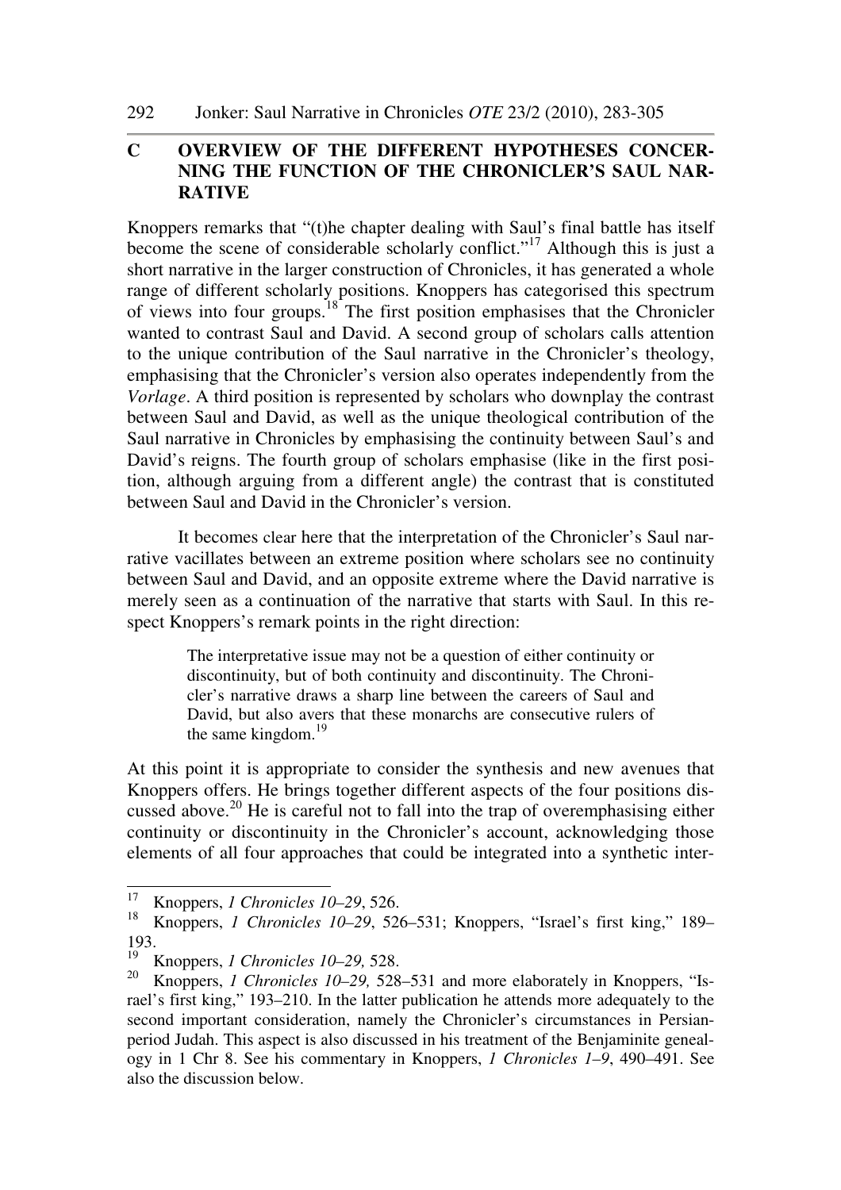## C OVERVIEW OF THE DIFFERENT HYPOTHESES CONCERNING THE FUNCTION OF THE CHRONICLER'S SAUL NARRATIVE

Knoppers remarks that "(t)he chapter dealing with Saul's final battle has itself become the scene of considerable scholarly conflict."[17] Although this is just a short narrative in the larger construction of Chronicles, it has generated a whole range of different scholarly positions. Knoppers has categorised this spectrum of views into four groups.[18] The first position emphasises that the Chronicler wanted to contrast Saul and David. A second group of scholars calls attention to the unique contribution of the Saul narrative in the Chronicler's theology, emphasising that the Chronicler's version also operates independently from the *Vorlage*. A third position is represented by scholars who downplay the contrast between Saul and David, as well as the unique theological contribution of the Saul narrative in Chronicles by emphasising the continuity between Saul's and David's reigns. The fourth group of scholars emphasise (like in the first position, although arguing from a different angle) the contrast that is constituted between Saul and David in the Chronicler's version.

It becomes clear here that the interpretation of the Chronicler's Saul narrative vacillates between an extreme position where scholars see no continuity between Saul and David, and an opposite extreme where the David narrative is merely seen as a continuation of the narrative that starts with Saul. In this respect Knoppers's remark points in the right direction:

> The interpretative issue may not be a question of either continuity or discontinuity, but of both continuity and discontinuity. The Chronicler's narrative draws a sharp line between the careers of Saul and David, but also avers that these monarchs are consecutive rulers of the same kingdom.[19]

At this point it is appropriate to consider the synthesis and new avenues that Knoppers offers. He brings together different aspects of the four positions discussed above.[20] He is careful not to fall into the trap of overemphasising either continuity or discontinuity in the Chronicler's account, acknowledging those elements of all four approaches that could be integrated into a synthetic inter-

---

[17] Knoppers, *1 Chronicles 10–29*, 526.

[18] Knoppers, *1 Chronicles 10–29*, 526–531; Knoppers, "Israel's first king," 189–193.

[19] Knoppers, *1 Chronicles 10–29,* 528.

[20] Knoppers, *1 Chronicles 10–29,* 528–531 and more elaborately in Knoppers, "Israel's first king," 193–210. In the latter publication he attends more adequately to the second important consideration, namely the Chronicler's circumstances in Persian-period Judah. This aspect is also discussed in his treatment of the Benjaminite genealogy in 1 Chr 8. See his commentary in Knoppers, *1 Chronicles 1–9*, 490–491. See also the discussion below.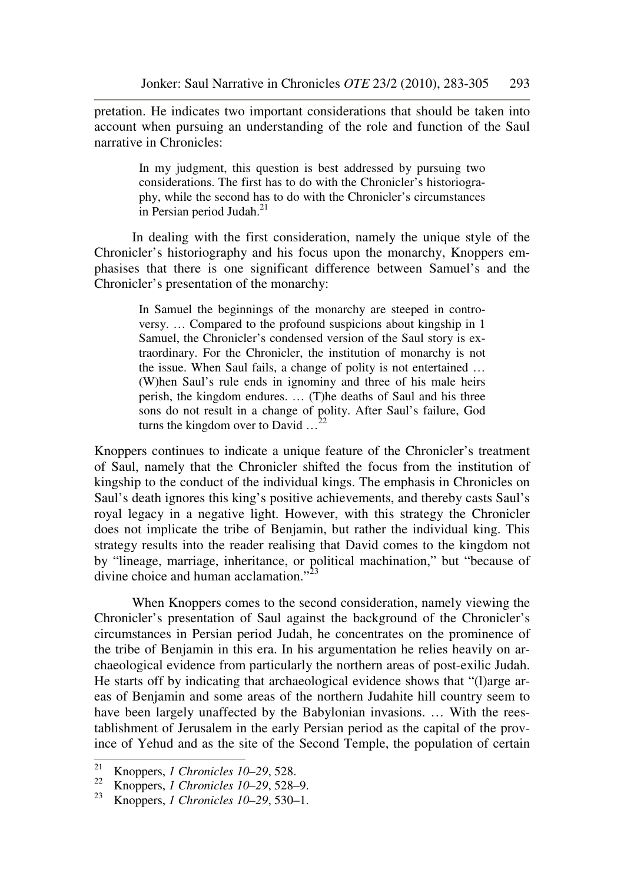pretation. He indicates two important considerations that should be taken into account when pursuing an understanding of the role and function of the Saul narrative in Chronicles:

> In my judgment, this question is best addressed by pursuing two considerations. The first has to do with the Chronicler's historiography, while the second has to do with the Chronicler's circumstances in Persian period Judah.[21]

In dealing with the first consideration, namely the unique style of the Chronicler's historiography and his focus upon the monarchy, Knoppers emphasises that there is one significant difference between Samuel's and the Chronicler's presentation of the monarchy:

> In Samuel the beginnings of the monarchy are steeped in controversy. … Compared to the profound suspicions about kingship in 1 Samuel, the Chronicler's condensed version of the Saul story is extraordinary. For the Chronicler, the institution of monarchy is not the issue. When Saul fails, a change of polity is not entertained … (W)hen Saul's rule ends in ignominy and three of his male heirs perish, the kingdom endures. … (T)he deaths of Saul and his three sons do not result in a change of polity. After Saul's failure, God turns the kingdom over to David …[22]

Knoppers continues to indicate a unique feature of the Chronicler's treatment of Saul, namely that the Chronicler shifted the focus from the institution of kingship to the conduct of the individual kings. The emphasis in Chronicles on Saul's death ignores this king's positive achievements, and thereby casts Saul's royal legacy in a negative light. However, with this strategy the Chronicler does not implicate the tribe of Benjamin, but rather the individual king. This strategy results into the reader realising that David comes to the kingdom not by "lineage, marriage, inheritance, or political machination," but "because of divine choice and human acclamation."[23]

When Knoppers comes to the second consideration, namely viewing the Chronicler's presentation of Saul against the background of the Chronicler's circumstances in Persian period Judah, he concentrates on the prominence of the tribe of Benjamin in this era. In his argumentation he relies heavily on archaeological evidence from particularly the northern areas of post-exilic Judah. He starts off by indicating that archaeological evidence shows that "(l)arge areas of Benjamin and some areas of the northern Judahite hill country seem to have been largely unaffected by the Babylonian invasions. … With the reestablishment of Jerusalem in the early Persian period as the capital of the province of Yehud and as the site of the Second Temple, the population of certain

---

[21] Knoppers, *1 Chronicles 10–29*, 528.

[22] Knoppers, *1 Chronicles 10–29*, 528–9.

[23] Knoppers, *1 Chronicles 10–29*, 530–1.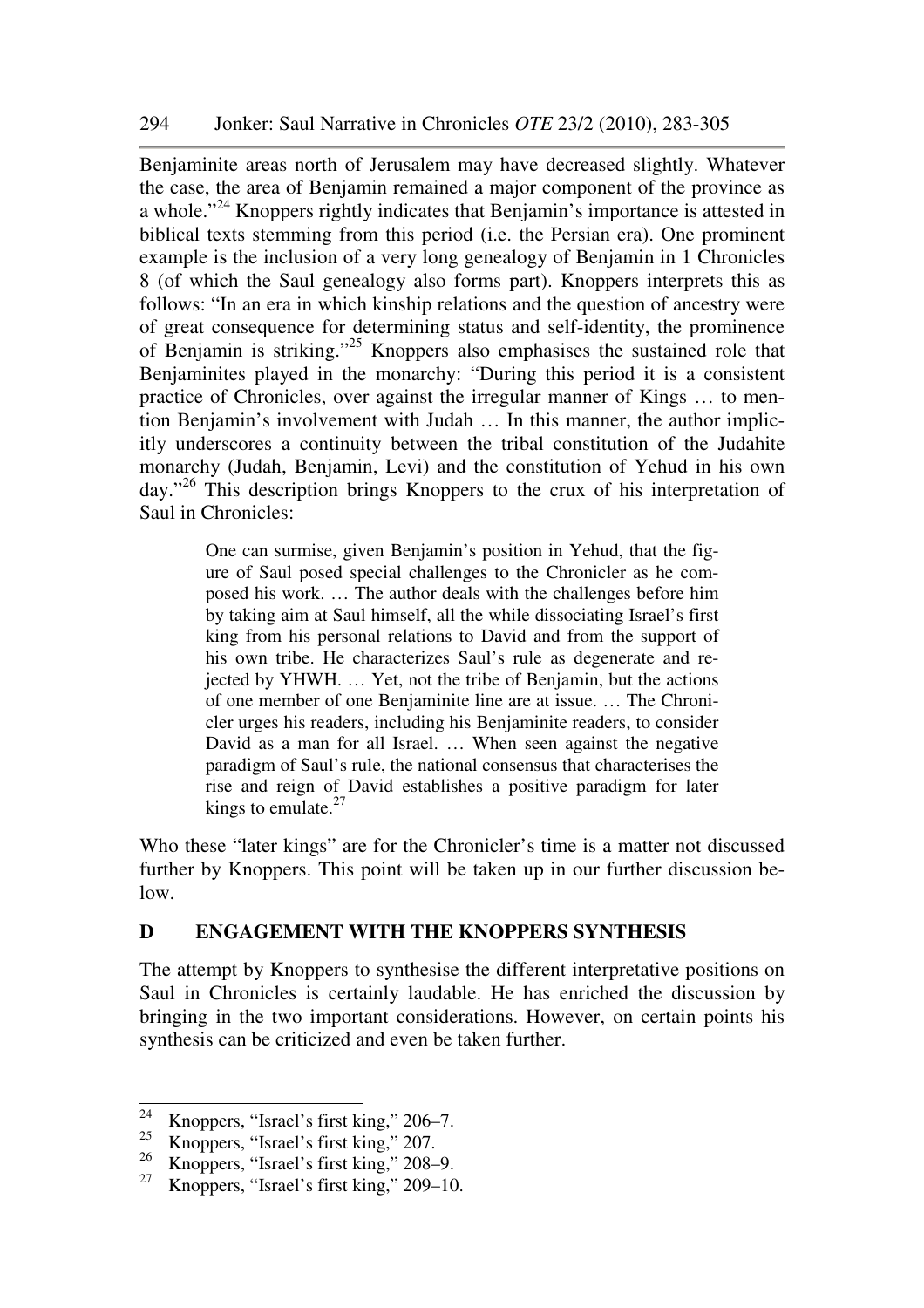Benjaminite areas north of Jerusalem may have decreased slightly. Whatever the case, the area of Benjamin remained a major component of the province as a whole."[24] Knoppers rightly indicates that Benjamin's importance is attested in biblical texts stemming from this period (i.e. the Persian era). One prominent example is the inclusion of a very long genealogy of Benjamin in 1 Chronicles 8 (of which the Saul genealogy also forms part). Knoppers interprets this as follows: "In an era in which kinship relations and the question of ancestry were of great consequence for determining status and self-identity, the prominence of Benjamin is striking."[25] Knoppers also emphasises the sustained role that Benjaminites played in the monarchy: "During this period it is a consistent practice of Chronicles, over against the irregular manner of Kings … to mention Benjamin's involvement with Judah … In this manner, the author implicitly underscores a continuity between the tribal constitution of the Judahite monarchy (Judah, Benjamin, Levi) and the constitution of Yehud in his own day."[26] This description brings Knoppers to the crux of his interpretation of Saul in Chronicles:

> One can surmise, given Benjamin's position in Yehud, that the figure of Saul posed special challenges to the Chronicler as he composed his work. … The author deals with the challenges before him by taking aim at Saul himself, all the while dissociating Israel's first king from his personal relations to David and from the support of his own tribe. He characterizes Saul's rule as degenerate and rejected by YHWH. … Yet, not the tribe of Benjamin, but the actions of one member of one Benjaminite line are at issue. … The Chronicler urges his readers, including his Benjaminite readers, to consider David as a man for all Israel. … When seen against the negative paradigm of Saul's rule, the national consensus that characterises the rise and reign of David establishes a positive paradigm for later kings to emulate.[27]

Who these "later kings" are for the Chronicler's time is a matter not discussed further by Knoppers. This point will be taken up in our further discussion below.

## D ENGAGEMENT WITH THE KNOPPERS SYNTHESIS

The attempt by Knoppers to synthesise the different interpretative positions on Saul in Chronicles is certainly laudable. He has enriched the discussion by bringing in the two important considerations. However, on certain points his synthesis can be criticized and even be taken further.

---

[24] Knoppers, "Israel's first king," 206–7.

[25] Knoppers, "Israel's first king," 207.

[26] Knoppers, "Israel's first king," 208–9.

[27] Knoppers, "Israel's first king," 209–10.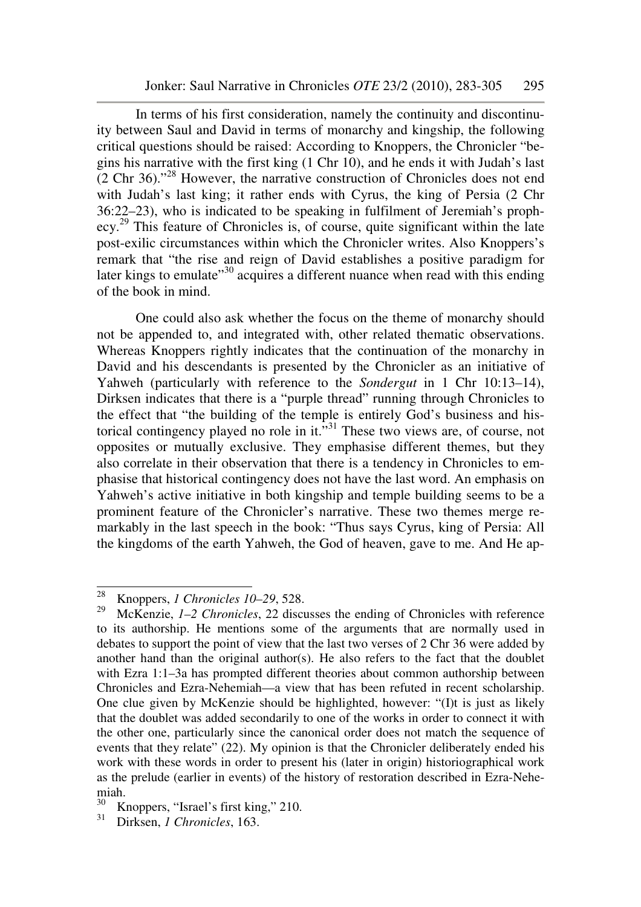In terms of his first consideration, namely the continuity and discontinuity between Saul and David in terms of monarchy and kingship, the following critical questions should be raised: According to Knoppers, the Chronicler "begins his narrative with the first king (1 Chr 10), and he ends it with Judah's last (2 Chr 36)."[28] However, the narrative construction of Chronicles does not end with Judah's last king; it rather ends with Cyrus, the king of Persia (2 Chr 36:22–23), who is indicated to be speaking in fulfilment of Jeremiah's prophecy.[29] This feature of Chronicles is, of course, quite significant within the late post-exilic circumstances within which the Chronicler writes. Also Knoppers's remark that "the rise and reign of David establishes a positive paradigm for later kings to emulate"[30] acquires a different nuance when read with this ending of the book in mind.

One could also ask whether the focus on the theme of monarchy should not be appended to, and integrated with, other related thematic observations. Whereas Knoppers rightly indicates that the continuation of the monarchy in David and his descendants is presented by the Chronicler as an initiative of Yahweh (particularly with reference to the *Sondergut* in 1 Chr 10:13–14), Dirksen indicates that there is a "purple thread" running through Chronicles to the effect that "the building of the temple is entirely God's business and historical contingency played no role in it."[31] These two views are, of course, not opposites or mutually exclusive. They emphasise different themes, but they also correlate in their observation that there is a tendency in Chronicles to emphasise that historical contingency does not have the last word. An emphasis on Yahweh's active initiative in both kingship and temple building seems to be a prominent feature of the Chronicler's narrative. These two themes merge remarkably in the last speech in the book: "Thus says Cyrus, king of Persia: All the kingdoms of the earth Yahweh, the God of heaven, gave to me. And He ap-

---

[28] Knoppers, *1 Chronicles 10–29*, 528.

[29] McKenzie, *1–2 Chronicles*, 22 discusses the ending of Chronicles with reference to its authorship. He mentions some of the arguments that are normally used in debates to support the point of view that the last two verses of 2 Chr 36 were added by another hand than the original author(s). He also refers to the fact that the doublet with Ezra 1:1–3a has prompted different theories about common authorship between Chronicles and Ezra-Nehemiah—a view that has been refuted in recent scholarship. One clue given by McKenzie should be highlighted, however: "(I)t is just as likely that the doublet was added secondarily to one of the works in order to connect it with the other one, particularly since the canonical order does not match the sequence of events that they relate" (22). My opinion is that the Chronicler deliberately ended his work with these words in order to present his (later in origin) historiographical work as the prelude (earlier in events) of the history of restoration described in Ezra-Nehemiah.

[30] Knoppers, "Israel's first king," 210.

[31] Dirksen, *1 Chronicles*, 163.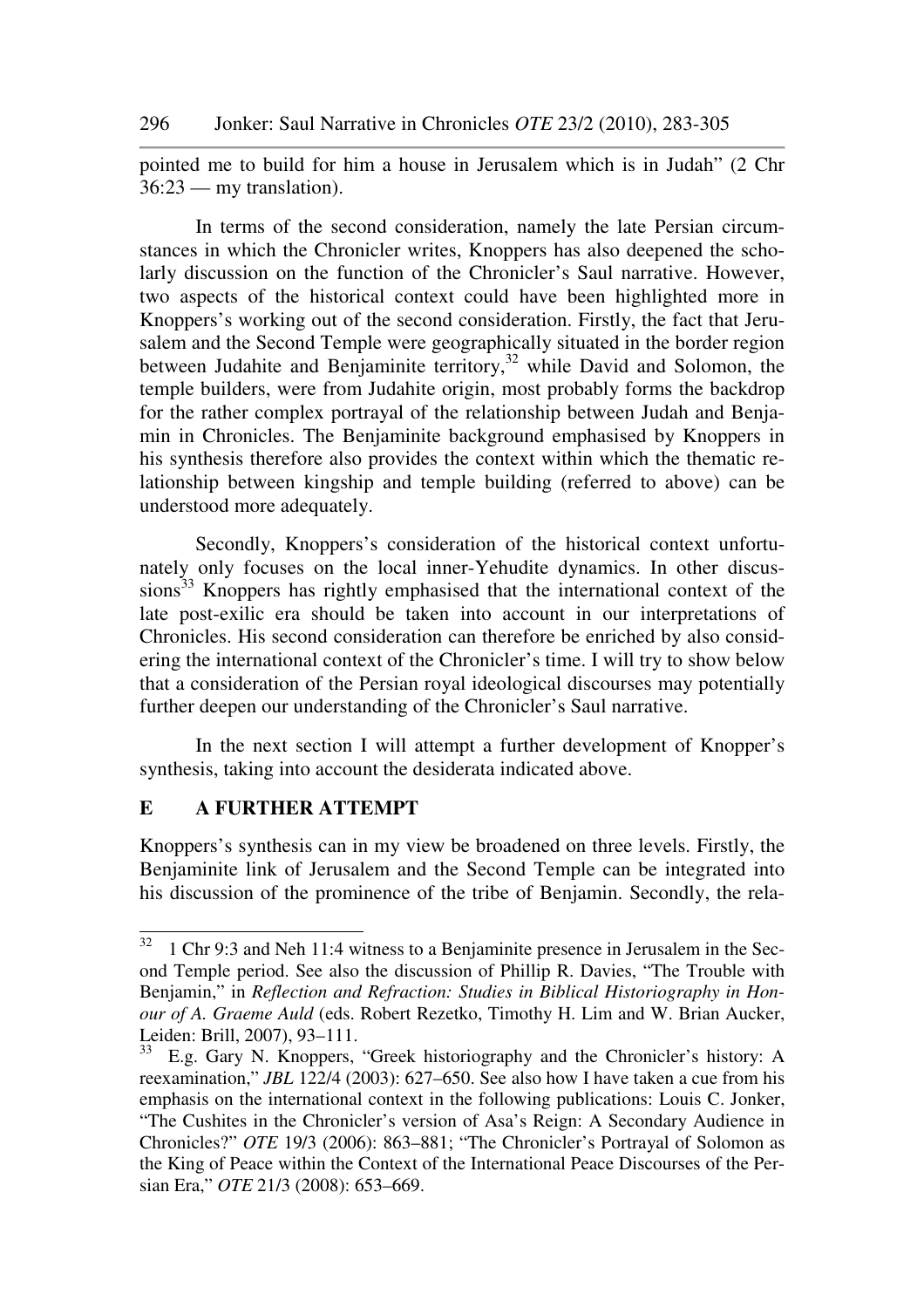pointed me to build for him a house in Jerusalem which is in Judah" (2 Chr 36:23 — my translation).

In terms of the second consideration, namely the late Persian circumstances in which the Chronicler writes, Knoppers has also deepened the scholarly discussion on the function of the Chronicler's Saul narrative. However, two aspects of the historical context could have been highlighted more in Knoppers's working out of the second consideration. Firstly, the fact that Jerusalem and the Second Temple were geographically situated in the border region between Judahite and Benjaminite territory,[32] while David and Solomon, the temple builders, were from Judahite origin, most probably forms the backdrop for the rather complex portrayal of the relationship between Judah and Benjamin in Chronicles. The Benjaminite background emphasised by Knoppers in his synthesis therefore also provides the context within which the thematic relationship between kingship and temple building (referred to above) can be understood more adequately.

Secondly, Knoppers's consideration of the historical context unfortunately only focuses on the local inner-Yehudite dynamics. In other discussions[33] Knoppers has rightly emphasised that the international context of the late post-exilic era should be taken into account in our interpretations of Chronicles. His second consideration can therefore be enriched by also considering the international context of the Chronicler's time. I will try to show below that a consideration of the Persian royal ideological discourses may potentially further deepen our understanding of the Chronicler's Saul narrative.

In the next section I will attempt a further development of Knopper's synthesis, taking into account the desiderata indicated above.

## E A FURTHER ATTEMPT

Knoppers's synthesis can in my view be broadened on three levels. Firstly, the Benjaminite link of Jerusalem and the Second Temple can be integrated into his discussion of the prominence of the tribe of Benjamin. Secondly, the rela-

---

[32] 1 Chr 9:3 and Neh 11:4 witness to a Benjaminite presence in Jerusalem in the Second Temple period. See also the discussion of Phillip R. Davies, "The Trouble with Benjamin," in *Reflection and Refraction: Studies in Biblical Historiography in Honour of A. Graeme Auld* (eds. Robert Rezetko, Timothy H. Lim and W. Brian Aucker, Leiden: Brill, 2007), 93–111.

[33] E.g. Gary N. Knoppers, "Greek historiography and the Chronicler's history: A reexamination," *JBL* 122/4 (2003): 627–650. See also how I have taken a cue from his emphasis on the international context in the following publications: Louis C. Jonker, "The Cushites in the Chronicler's version of Asa's Reign: A Secondary Audience in Chronicles?" *OTE* 19/3 (2006): 863–881; "The Chronicler's Portrayal of Solomon as the King of Peace within the Context of the International Peace Discourses of the Persian Era," *OTE* 21/3 (2008): 653–669.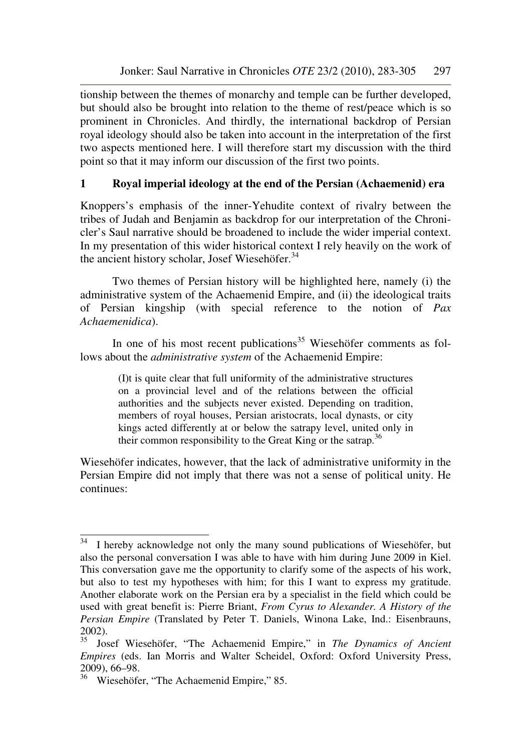tionship between the themes of monarchy and temple can be further developed, but should also be brought into relation to the theme of rest/peace which is so prominent in Chronicles. And thirdly, the international backdrop of Persian royal ideology should also be taken into account in the interpretation of the first two aspects mentioned here. I will therefore start my discussion with the third point so that it may inform our discussion of the first two points.

## 1 Royal imperial ideology at the end of the Persian (Achaemenid) era

Knoppers's emphasis of the inner-Yehudite context of rivalry between the tribes of Judah and Benjamin as backdrop for our interpretation of the Chronicler's Saul narrative should be broadened to include the wider imperial context. In my presentation of this wider historical context I rely heavily on the work of the ancient history scholar, Josef Wiesehöfer.[34]

Two themes of Persian history will be highlighted here, namely (i) the administrative system of the Achaemenid Empire, and (ii) the ideological traits of Persian kingship (with special reference to the notion of *Pax Achaemenidica*).

In one of his most recent publications[35] Wiesehöfer comments as follows about the *administrative system* of the Achaemenid Empire:

> (I)t is quite clear that full uniformity of the administrative structures on a provincial level and of the relations between the official authorities and the subjects never existed. Depending on tradition, members of royal houses, Persian aristocrats, local dynasts, or city kings acted differently at or below the satrapy level, united only in their common responsibility to the Great King or the satrap.[36]

Wiesehöfer indicates, however, that the lack of administrative uniformity in the Persian Empire did not imply that there was not a sense of political unity. He continues:

---

[34] I hereby acknowledge not only the many sound publications of Wiesehöfer, but also the personal conversation I was able to have with him during June 2009 in Kiel. This conversation gave me the opportunity to clarify some of the aspects of his work, but also to test my hypotheses with him; for this I want to express my gratitude. Another elaborate work on the Persian era by a specialist in the field which could be used with great benefit is: Pierre Briant, *From Cyrus to Alexander. A History of the Persian Empire* (Translated by Peter T. Daniels, Winona Lake, Ind.: Eisenbrauns, 2002).

[35] Josef Wiesehöfer, "The Achaemenid Empire," in *The Dynamics of Ancient Empires* (eds. Ian Morris and Walter Scheidel, Oxford: Oxford University Press, 2009), 66–98.

[36] Wiesehöfer, "The Achaemenid Empire," 85.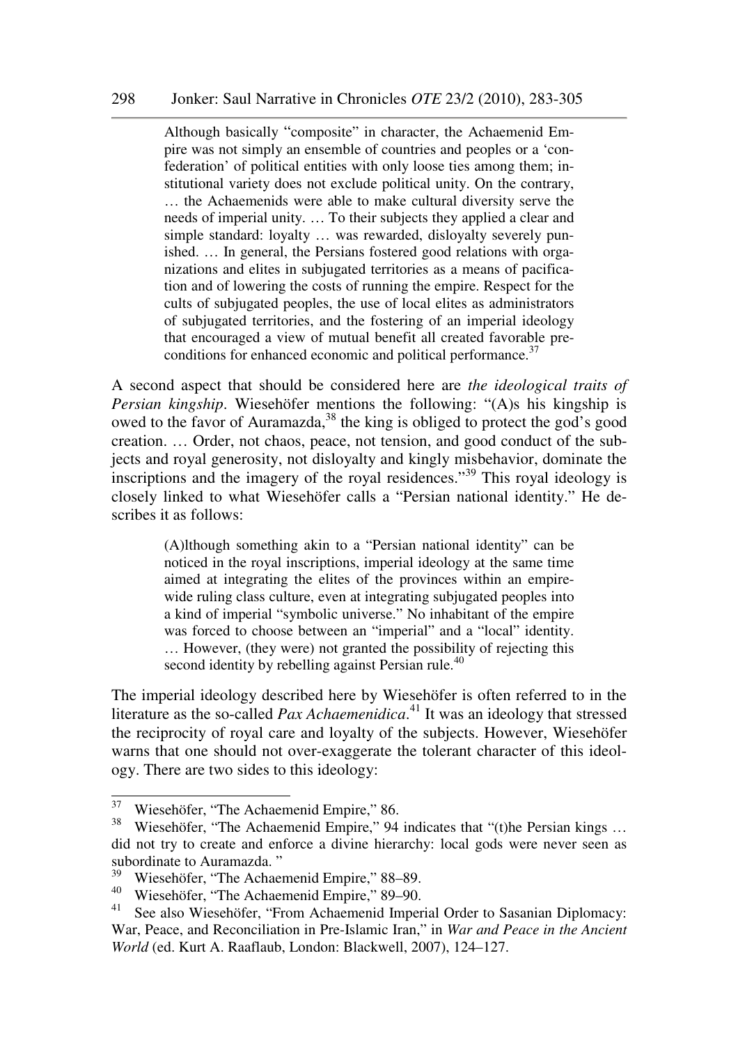> Although basically "composite" in character, the Achaemenid Empire was not simply an ensemble of countries and peoples or a 'confederation' of political entities with only loose ties among them; institutional variety does not exclude political unity. On the contrary, … the Achaemenids were able to make cultural diversity serve the needs of imperial unity. … To their subjects they applied a clear and simple standard: loyalty … was rewarded, disloyalty severely punished. … In general, the Persians fostered good relations with organizations and elites in subjugated territories as a means of pacification and of lowering the costs of running the empire. Respect for the cults of subjugated peoples, the use of local elites as administrators of subjugated territories, and the fostering of an imperial ideology that encouraged a view of mutual benefit all created favorable preconditions for enhanced economic and political performance.[37]

A second aspect that should be considered here are *the ideological traits of Persian kingship*. Wiesehöfer mentions the following: "(A)s his kingship is owed to the favor of Auramazda,[38] the king is obliged to protect the god's good creation. … Order, not chaos, peace, not tension, and good conduct of the subjects and royal generosity, not disloyalty and kingly misbehavior, dominate the inscriptions and the imagery of the royal residences."[39] This royal ideology is closely linked to what Wiesehöfer calls a "Persian national identity." He describes it as follows:

> (A)lthough something akin to a "Persian national identity" can be noticed in the royal inscriptions, imperial ideology at the same time aimed at integrating the elites of the provinces within an empire-wide ruling class culture, even at integrating subjugated peoples into a kind of imperial "symbolic universe." No inhabitant of the empire was forced to choose between an "imperial" and a "local" identity. … However, (they were) not granted the possibility of rejecting this second identity by rebelling against Persian rule.[40]

The imperial ideology described here by Wiesehöfer is often referred to in the literature as the so-called *Pax Achaemenidica*.[41] It was an ideology that stressed the reciprocity of royal care and loyalty of the subjects. However, Wiesehöfer warns that one should not over-exaggerate the tolerant character of this ideology. There are two sides to this ideology:

---

[37] Wiesehöfer, "The Achaemenid Empire," 86.

[38] Wiesehöfer, "The Achaemenid Empire," 94 indicates that "(t)he Persian kings … did not try to create and enforce a divine hierarchy: local gods were never seen as subordinate to Auramazda. "

[39] Wiesehöfer, "The Achaemenid Empire," 88–89.

[40] Wiesehöfer, "The Achaemenid Empire," 89–90.

[41] See also Wiesehöfer, "From Achaemenid Imperial Order to Sasanian Diplomacy: War, Peace, and Reconciliation in Pre-Islamic Iran," in *War and Peace in the Ancient World* (ed. Kurt A. Raaflaub, London: Blackwell, 2007), 124–127.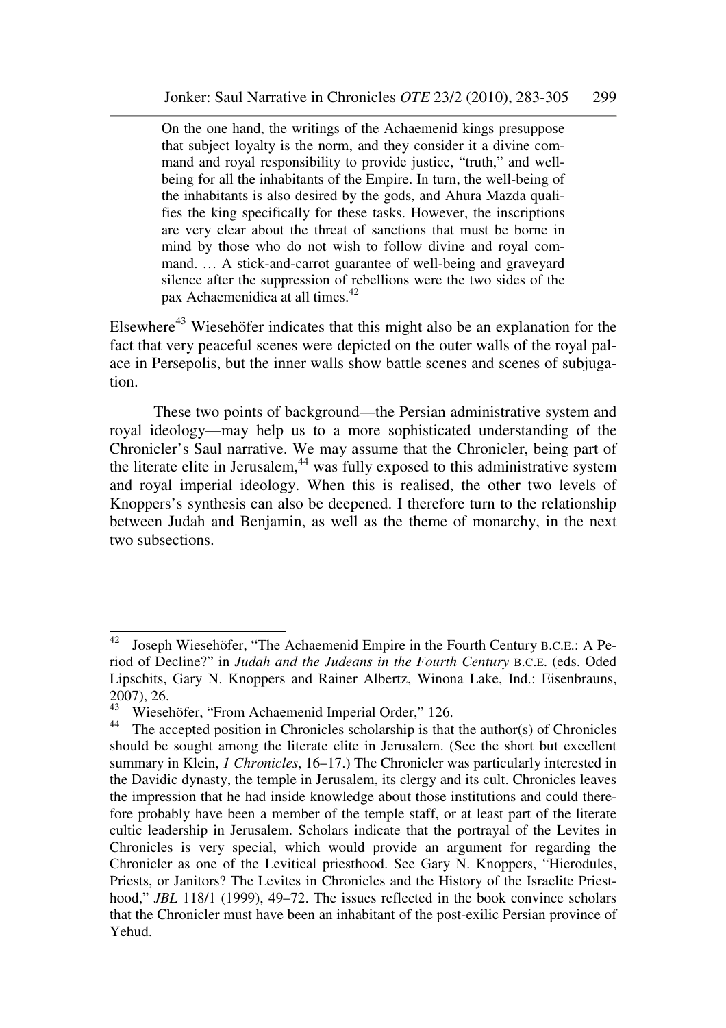> On the one hand, the writings of the Achaemenid kings presuppose that subject loyalty is the norm, and they consider it a divine command and royal responsibility to provide justice, "truth," and well-being for all the inhabitants of the Empire. In turn, the well-being of the inhabitants is also desired by the gods, and Ahura Mazda qualifies the king specifically for these tasks. However, the inscriptions are very clear about the threat of sanctions that must be borne in mind by those who do not wish to follow divine and royal command. … A stick-and-carrot guarantee of well-being and graveyard silence after the suppression of rebellions were the two sides of the pax Achaemenidica at all times.[42]

Elsewhere[43] Wiesehöfer indicates that this might also be an explanation for the fact that very peaceful scenes were depicted on the outer walls of the royal palace in Persepolis, but the inner walls show battle scenes and scenes of subjugation.

These two points of background—the Persian administrative system and royal ideology—may help us to a more sophisticated understanding of the Chronicler's Saul narrative. We may assume that the Chronicler, being part of the literate elite in Jerusalem,[44] was fully exposed to this administrative system and royal imperial ideology. When this is realised, the other two levels of Knoppers's synthesis can also be deepened. I therefore turn to the relationship between Judah and Benjamin, as well as the theme of monarchy, in the next two subsections.

---

[42] Joseph Wiesehöfer, "The Achaemenid Empire in the Fourth Century B.C.E.: A Period of Decline?" in *Judah and the Judeans in the Fourth Century* B.C.E. (eds. Oded Lipschits, Gary N. Knoppers and Rainer Albertz, Winona Lake, Ind.: Eisenbrauns, 2007), 26.

[43] Wiesehöfer, "From Achaemenid Imperial Order," 126.

[44] The accepted position in Chronicles scholarship is that the author(s) of Chronicles should be sought among the literate elite in Jerusalem. (See the short but excellent summary in Klein, *1 Chronicles*, 16–17.) The Chronicler was particularly interested in the Davidic dynasty, the temple in Jerusalem, its clergy and its cult. Chronicles leaves the impression that he had inside knowledge about those institutions and could therefore probably have been a member of the temple staff, or at least part of the literate cultic leadership in Jerusalem. Scholars indicate that the portrayal of the Levites in Chronicles is very special, which would provide an argument for regarding the Chronicler as one of the Levitical priesthood. See Gary N. Knoppers, "Hierodules, Priests, or Janitors? The Levites in Chronicles and the History of the Israelite Priesthood," *JBL* 118/1 (1999), 49–72. The issues reflected in the book convince scholars that the Chronicler must have been an inhabitant of the post-exilic Persian province of Yehud.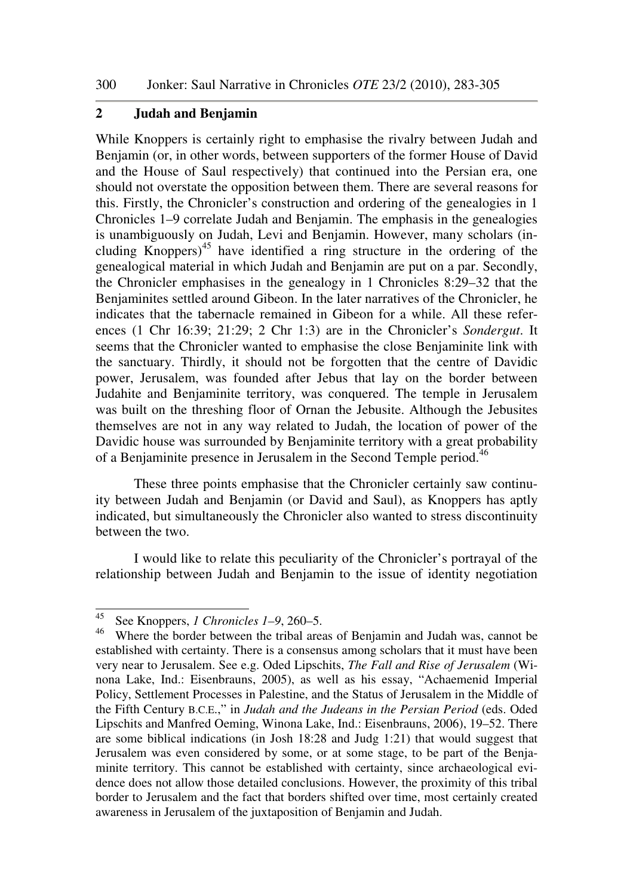## 2 Judah and Benjamin

While Knoppers is certainly right to emphasise the rivalry between Judah and Benjamin (or, in other words, between supporters of the former House of David and the House of Saul respectively) that continued into the Persian era, one should not overstate the opposition between them. There are several reasons for this. Firstly, the Chronicler's construction and ordering of the genealogies in 1 Chronicles 1–9 correlate Judah and Benjamin. The emphasis in the genealogies is unambiguously on Judah, Levi and Benjamin. However, many scholars (including Knoppers)[45] have identified a ring structure in the ordering of the genealogical material in which Judah and Benjamin are put on a par. Secondly, the Chronicler emphasises in the genealogy in 1 Chronicles 8:29–32 that the Benjaminites settled around Gibeon. In the later narratives of the Chronicler, he indicates that the tabernacle remained in Gibeon for a while. All these references (1 Chr 16:39; 21:29; 2 Chr 1:3) are in the Chronicler's *Sondergut*. It seems that the Chronicler wanted to emphasise the close Benjaminite link with the sanctuary. Thirdly, it should not be forgotten that the centre of Davidic power, Jerusalem, was founded after Jebus that lay on the border between Judahite and Benjaminite territory, was conquered. The temple in Jerusalem was built on the threshing floor of Ornan the Jebusite. Although the Jebusites themselves are not in any way related to Judah, the location of power of the Davidic house was surrounded by Benjaminite territory with a great probability of a Benjaminite presence in Jerusalem in the Second Temple period.[46]

These three points emphasise that the Chronicler certainly saw continuity between Judah and Benjamin (or David and Saul), as Knoppers has aptly indicated, but simultaneously the Chronicler also wanted to stress discontinuity between the two.

I would like to relate this peculiarity of the Chronicler's portrayal of the relationship between Judah and Benjamin to the issue of identity negotiation

---

[45] See Knoppers, *1 Chronicles 1–9*, 260–5.

[46] Where the border between the tribal areas of Benjamin and Judah was, cannot be established with certainty. There is a consensus among scholars that it must have been very near to Jerusalem. See e.g. Oded Lipschits, *The Fall and Rise of Jerusalem* (Winona Lake, Ind.: Eisenbrauns, 2005), as well as his essay, "Achaemenid Imperial Policy, Settlement Processes in Palestine, and the Status of Jerusalem in the Middle of the Fifth Century B.C.E.," in *Judah and the Judeans in the Persian Period* (eds. Oded Lipschits and Manfred Oeming, Winona Lake, Ind.: Eisenbrauns, 2006), 19–52. There are some biblical indications (in Josh 18:28 and Judg 1:21) that would suggest that Jerusalem was even considered by some, or at some stage, to be part of the Benjaminite territory. This cannot be established with certainty, since archaeological evidence does not allow those detailed conclusions. However, the proximity of this tribal border to Jerusalem and the fact that borders shifted over time, most certainly created awareness in Jerusalem of the juxtaposition of Benjamin and Judah.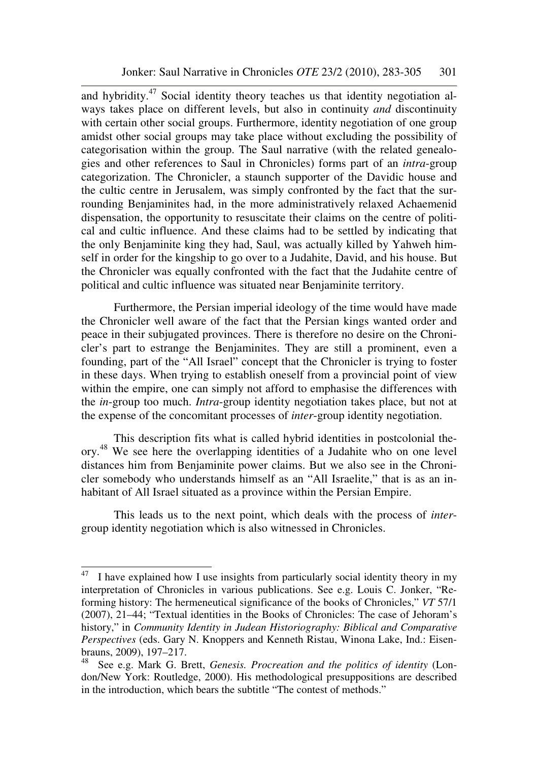and hybridity.[47] Social identity theory teaches us that identity negotiation always takes place on different levels, but also in continuity *and* discontinuity with certain other social groups. Furthermore, identity negotiation of one group amidst other social groups may take place without excluding the possibility of categorisation within the group. The Saul narrative (with the related genealogies and other references to Saul in Chronicles) forms part of an *intra*-group categorization. The Chronicler, a staunch supporter of the Davidic house and the cultic centre in Jerusalem, was simply confronted by the fact that the surrounding Benjaminites had, in the more administratively relaxed Achaemenid dispensation, the opportunity to resuscitate their claims on the centre of political and cultic influence. And these claims had to be settled by indicating that the only Benjaminite king they had, Saul, was actually killed by Yahweh himself in order for the kingship to go over to a Judahite, David, and his house. But the Chronicler was equally confronted with the fact that the Judahite centre of political and cultic influence was situated near Benjaminite territory.

Furthermore, the Persian imperial ideology of the time would have made the Chronicler well aware of the fact that the Persian kings wanted order and peace in their subjugated provinces. There is therefore no desire on the Chronicler's part to estrange the Benjaminites. They are still a prominent, even a founding, part of the "All Israel" concept that the Chronicler is trying to foster in these days. When trying to establish oneself from a provincial point of view within the empire, one can simply not afford to emphasise the differences with the *in*-group too much. *Intra*-group identity negotiation takes place, but not at the expense of the concomitant processes of *inter*-group identity negotiation.

This description fits what is called hybrid identities in postcolonial theory.[48] We see here the overlapping identities of a Judahite who on one level distances him from Benjaminite power claims. But we also see in the Chronicler somebody who understands himself as an "All Israelite," that is as an inhabitant of All Israel situated as a province within the Persian Empire.

This leads us to the next point, which deals with the process of *inter*-group identity negotiation which is also witnessed in Chronicles.

---

[47] I have explained how I use insights from particularly social identity theory in my interpretation of Chronicles in various publications. See e.g. Louis C. Jonker, "Reforming history: The hermeneutical significance of the books of Chronicles," *VT* 57/1 (2007), 21–44; "Textual identities in the Books of Chronicles: The case of Jehoram's history," in *Community Identity in Judean Historiography: Biblical and Comparative Perspectives* (eds. Gary N. Knoppers and Kenneth Ristau, Winona Lake, Ind.: Eisenbrauns, 2009), 197–217.

[48] See e.g. Mark G. Brett, *Genesis. Procreation and the politics of identity* (London/New York: Routledge, 2000). His methodological presuppositions are described in the introduction, which bears the subtitle "The contest of methods."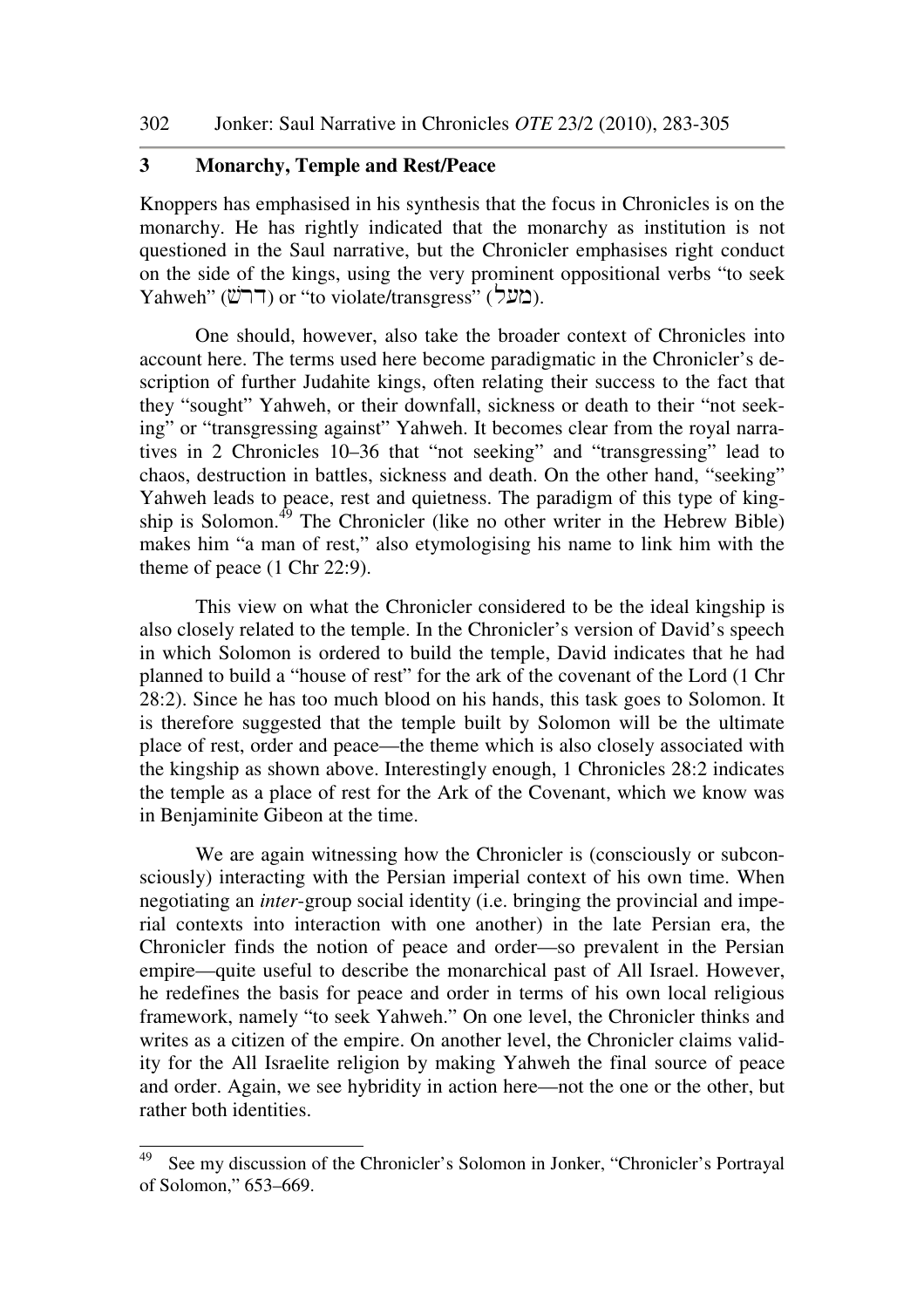## 3 Monarchy, Temple and Rest/Peace

Knoppers has emphasised in his synthesis that the focus in Chronicles is on the monarchy. He has rightly indicated that the monarchy as institution is not questioned in the Saul narrative, but the Chronicler emphasises right conduct on the side of the kings, using the very prominent oppositional verbs "to seek Yahweh" (דרשׁ) or "to violate/transgress" (מעל).

One should, however, also take the broader context of Chronicles into account here. The terms used here become paradigmatic in the Chronicler's description of further Judahite kings, often relating their success to the fact that they "sought" Yahweh, or their downfall, sickness or death to their "not seeking" or "transgressing against" Yahweh. It becomes clear from the royal narratives in 2 Chronicles 10–36 that "not seeking" and "transgressing" lead to chaos, destruction in battles, sickness and death. On the other hand, "seeking" Yahweh leads to peace, rest and quietness. The paradigm of this type of kingship is Solomon.[49] The Chronicler (like no other writer in the Hebrew Bible) makes him "a man of rest," also etymologising his name to link him with the theme of peace (1 Chr 22:9).

This view on what the Chronicler considered to be the ideal kingship is also closely related to the temple. In the Chronicler's version of David's speech in which Solomon is ordered to build the temple, David indicates that he had planned to build a "house of rest" for the ark of the covenant of the Lord (1 Chr 28:2). Since he has too much blood on his hands, this task goes to Solomon. It is therefore suggested that the temple built by Solomon will be the ultimate place of rest, order and peace—the theme which is also closely associated with the kingship as shown above. Interestingly enough, 1 Chronicles 28:2 indicates the temple as a place of rest for the Ark of the Covenant, which we know was in Benjaminite Gibeon at the time.

We are again witnessing how the Chronicler is (consciously or subconsciously) interacting with the Persian imperial context of his own time. When negotiating an *inter*-group social identity (i.e. bringing the provincial and imperial contexts into interaction with one another) in the late Persian era, the Chronicler finds the notion of peace and order—so prevalent in the Persian empire—quite useful to describe the monarchical past of All Israel. However, he redefines the basis for peace and order in terms of his own local religious framework, namely "to seek Yahweh." On one level, the Chronicler thinks and writes as a citizen of the empire. On another level, the Chronicler claims validity for the All Israelite religion by making Yahweh the final source of peace and order. Again, we see hybridity in action here—not the one or the other, but rather both identities.

---

[49] See my discussion of the Chronicler's Solomon in Jonker, "Chronicler's Portrayal of Solomon," 653–669.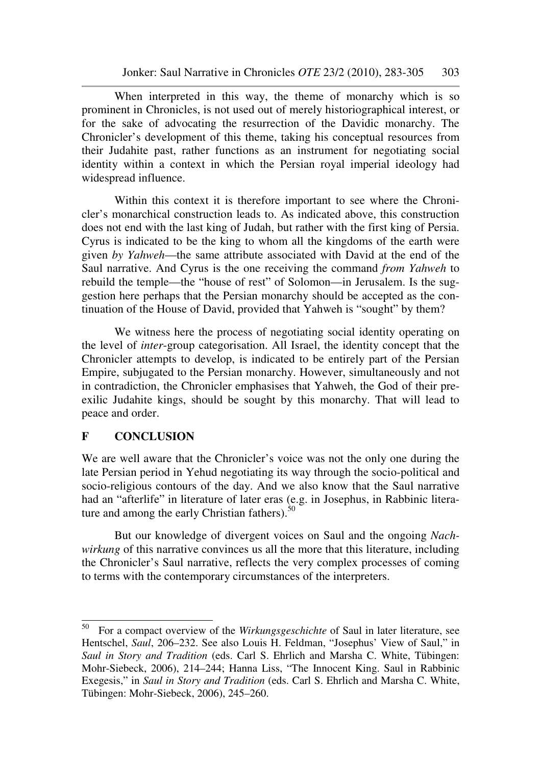When interpreted in this way, the theme of monarchy which is so prominent in Chronicles, is not used out of merely historiographical interest, or for the sake of advocating the resurrection of the Davidic monarchy. The Chronicler's development of this theme, taking his conceptual resources from their Judahite past, rather functions as an instrument for negotiating social identity within a context in which the Persian royal imperial ideology had widespread influence.

Within this context it is therefore important to see where the Chronicler's monarchical construction leads to. As indicated above, this construction does not end with the last king of Judah, but rather with the first king of Persia. Cyrus is indicated to be the king to whom all the kingdoms of the earth were given *by Yahweh*—the same attribute associated with David at the end of the Saul narrative. And Cyrus is the one receiving the command *from Yahweh* to rebuild the temple—the "house of rest" of Solomon—in Jerusalem. Is the suggestion here perhaps that the Persian monarchy should be accepted as the continuation of the House of David, provided that Yahweh is "sought" by them?

We witness here the process of negotiating social identity operating on the level of *inter*-group categorisation. All Israel, the identity concept that the Chronicler attempts to develop, is indicated to be entirely part of the Persian Empire, subjugated to the Persian monarchy. However, simultaneously and not in contradiction, the Chronicler emphasises that Yahweh, the God of their pre-exilic Judahite kings, should be sought by this monarchy. That will lead to peace and order.

## F CONCLUSION

We are well aware that the Chronicler's voice was not the only one during the late Persian period in Yehud negotiating its way through the socio-political and socio-religious contours of the day. And we also know that the Saul narrative had an "afterlife" in literature of later eras (e.g. in Josephus, in Rabbinic literature and among the early Christian fathers).[50]

But our knowledge of divergent voices on Saul and the ongoing *Nachwirkung* of this narrative convinces us all the more that this literature, including the Chronicler's Saul narrative, reflects the very complex processes of coming to terms with the contemporary circumstances of the interpreters.

---

[50] For a compact overview of the *Wirkungsgeschichte* of Saul in later literature, see Hentschel, *Saul*, 206–232. See also Louis H. Feldman, "Josephus' View of Saul," in *Saul in Story and Tradition* (eds. Carl S. Ehrlich and Marsha C. White, Tübingen: Mohr-Siebeck, 2006), 214–244; Hanna Liss, "The Innocent King. Saul in Rabbinic Exegesis," in *Saul in Story and Tradition* (eds. Carl S. Ehrlich and Marsha C. White, Tübingen: Mohr-Siebeck, 2006), 245–260.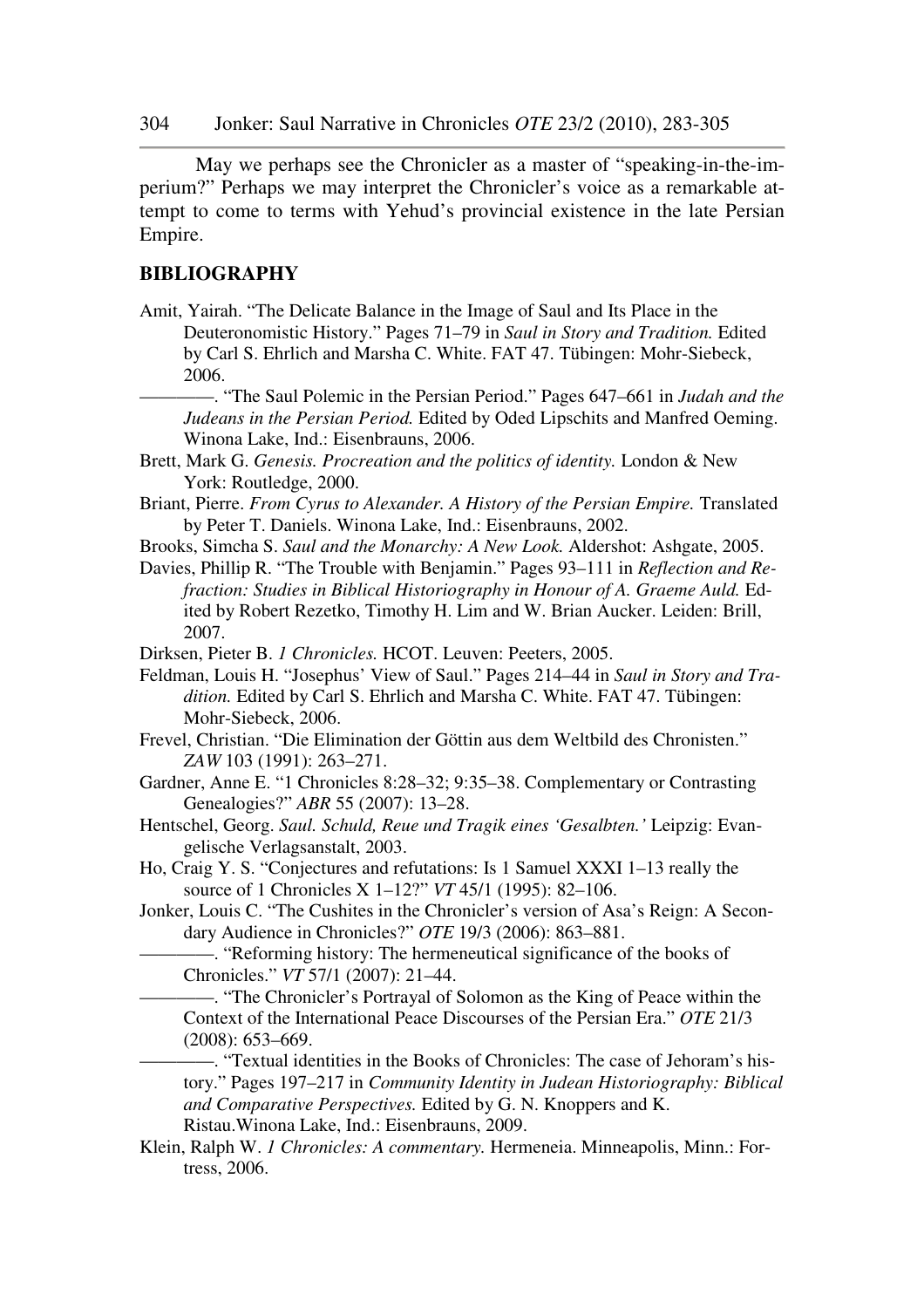May we perhaps see the Chronicler as a master of "speaking-in-the-imperium?" Perhaps we may interpret the Chronicler's voice as a remarkable attempt to come to terms with Yehud's provincial existence in the late Persian Empire.

## BIBLIOGRAPHY

Amit, Yairah. "The Delicate Balance in the Image of Saul and Its Place in the Deuteronomistic History." Pages 71–79 in *Saul in Story and Tradition.* Edited by Carl S. Ehrlich and Marsha C. White. FAT 47. Tübingen: Mohr-Siebeck, 2006.

————. "The Saul Polemic in the Persian Period." Pages 647–661 in *Judah and the Judeans in the Persian Period.* Edited by Oded Lipschits and Manfred Oeming. Winona Lake, Ind.: Eisenbrauns, 2006.

Brett, Mark G. *Genesis. Procreation and the politics of identity.* London & New York: Routledge, 2000.

Briant, Pierre. *From Cyrus to Alexander. A History of the Persian Empire.* Translated by Peter T. Daniels. Winona Lake, Ind.: Eisenbrauns, 2002.

Brooks, Simcha S. *Saul and the Monarchy: A New Look.* Aldershot: Ashgate, 2005.

Davies, Phillip R. "The Trouble with Benjamin." Pages 93–111 in *Reflection and Refraction: Studies in Biblical Historiography in Honour of A. Graeme Auld.* Edited by Robert Rezetko, Timothy H. Lim and W. Brian Aucker. Leiden: Brill, 2007.

Dirksen, Pieter B. *1 Chronicles.* HCOT. Leuven: Peeters, 2005.

Feldman, Louis H. "Josephus' View of Saul." Pages 214–44 in *Saul in Story and Tradition.* Edited by Carl S. Ehrlich and Marsha C. White. FAT 47. Tübingen: Mohr-Siebeck, 2006.

Frevel, Christian. "Die Elimination der Göttin aus dem Weltbild des Chronisten." *ZAW* 103 (1991): 263–271.

Gardner, Anne E. "1 Chronicles 8:28–32; 9:35–38. Complementary or Contrasting Genealogies?" *ABR* 55 (2007): 13–28.

Hentschel, Georg. *Saul. Schuld, Reue und Tragik eines 'Gesalbten.'* Leipzig: Evangelische Verlagsanstalt, 2003.

Ho, Craig Y. S. "Conjectures and refutations: Is 1 Samuel XXXI 1–13 really the source of 1 Chronicles X 1–12?" *VT* 45/1 (1995): 82–106.

Jonker, Louis C. "The Cushites in the Chronicler's version of Asa's Reign: A Secondary Audience in Chronicles?" *OTE* 19/3 (2006): 863–881.

————. "Reforming history: The hermeneutical significance of the books of Chronicles." *VT* 57/1 (2007): 21–44.

————. "The Chronicler's Portrayal of Solomon as the King of Peace within the Context of the International Peace Discourses of the Persian Era." *OTE* 21/3 (2008): 653–669.

————. "Textual identities in the Books of Chronicles: The case of Jehoram's history." Pages 197–217 in *Community Identity in Judean Historiography: Biblical and Comparative Perspectives.* Edited by G. N. Knoppers and K. Ristau.Winona Lake, Ind.: Eisenbrauns, 2009.

Klein, Ralph W. *1 Chronicles: A commentary.* Hermeneia. Minneapolis, Minn.: Fortress, 2006.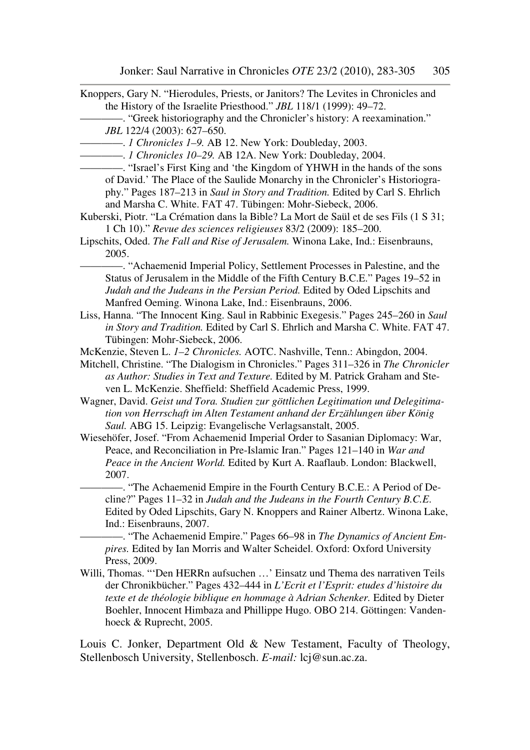Knoppers, Gary N. "Hierodules, Priests, or Janitors? The Levites in Chronicles and the History of the Israelite Priesthood." *JBL* 118/1 (1999): 49–72.

————. "Greek historiography and the Chronicler's history: A reexamination." *JBL* 122/4 (2003): 627–650.

————. *1 Chronicles 1–9.* AB 12. New York: Doubleday, 2003.

————. *1 Chronicles 10–29.* AB 12A. New York: Doubleday, 2004.

————. "Israel's First King and 'the Kingdom of YHWH in the hands of the sons of David.' The Place of the Saulide Monarchy in the Chronicler's Historiography." Pages 187–213 in *Saul in Story and Tradition.* Edited by Carl S. Ehrlich and Marsha C. White. FAT 47. Tübingen: Mohr-Siebeck, 2006.

Kuberski, Piotr. "La Crémation dans la Bible? La Mort de Saül et de ses Fils (1 S 31; 1 Ch 10)." *Revue des sciences religieuses* 83/2 (2009): 185–200.

Lipschits, Oded. *The Fall and Rise of Jerusalem.* Winona Lake, Ind.: Eisenbrauns, 2005.

————. "Achaemenid Imperial Policy, Settlement Processes in Palestine, and the Status of Jerusalem in the Middle of the Fifth Century B.C.E." Pages 19–52 in *Judah and the Judeans in the Persian Period.* Edited by Oded Lipschits and Manfred Oeming. Winona Lake, Ind.: Eisenbrauns, 2006.

Liss, Hanna. "The Innocent King. Saul in Rabbinic Exegesis." Pages 245–260 in *Saul in Story and Tradition.* Edited by Carl S. Ehrlich and Marsha C. White. FAT 47. Tübingen: Mohr-Siebeck, 2006.

McKenzie, Steven L. *1–2 Chronicles.* AOTC. Nashville, Tenn.: Abingdon, 2004.

Mitchell, Christine. "The Dialogism in Chronicles." Pages 311–326 in *The Chronicler as Author: Studies in Text and Texture.* Edited by M. Patrick Graham and Steven L. McKenzie. Sheffield: Sheffield Academic Press, 1999.

Wagner, David. *Geist und Tora. Studien zur göttlichen Legitimation und Delegitimation von Herrschaft im Alten Testament anhand der Erzählungen über König Saul.* ABG 15. Leipzig: Evangelische Verlagsanstalt, 2005.

Wiesehöfer, Josef. "From Achaemenid Imperial Order to Sasanian Diplomacy: War, Peace, and Reconciliation in Pre-Islamic Iran." Pages 121–140 in *War and Peace in the Ancient World.* Edited by Kurt A. Raaflaub. London: Blackwell, 2007.

————. "The Achaemenid Empire in the Fourth Century B.C.E.: A Period of Decline?" Pages 11–32 in *Judah and the Judeans in the Fourth Century B.C.E.* Edited by Oded Lipschits, Gary N. Knoppers and Rainer Albertz. Winona Lake, Ind.: Eisenbrauns, 2007.

————. "The Achaemenid Empire." Pages 66–98 in *The Dynamics of Ancient Empires.* Edited by Ian Morris and Walter Scheidel. Oxford: Oxford University Press, 2009.

Willi, Thomas. "'Den HERRn aufsuchen …' Einsatz und Thema des narrativen Teils der Chronikbücher." Pages 432–444 in *L'Ecrit et l'Esprit: etudes d'histoire du texte et de théologie biblique en hommage à Adrian Schenker.* Edited by Dieter Boehler, Innocent Himbaza and Phillippe Hugo. OBO 214. Göttingen: Vandenhoeck & Ruprecht, 2005.

Louis C. Jonker, Department Old & New Testament, Faculty of Theology, Stellenbosch University, Stellenbosch. *E-mail:* lcj@sun.ac.za.